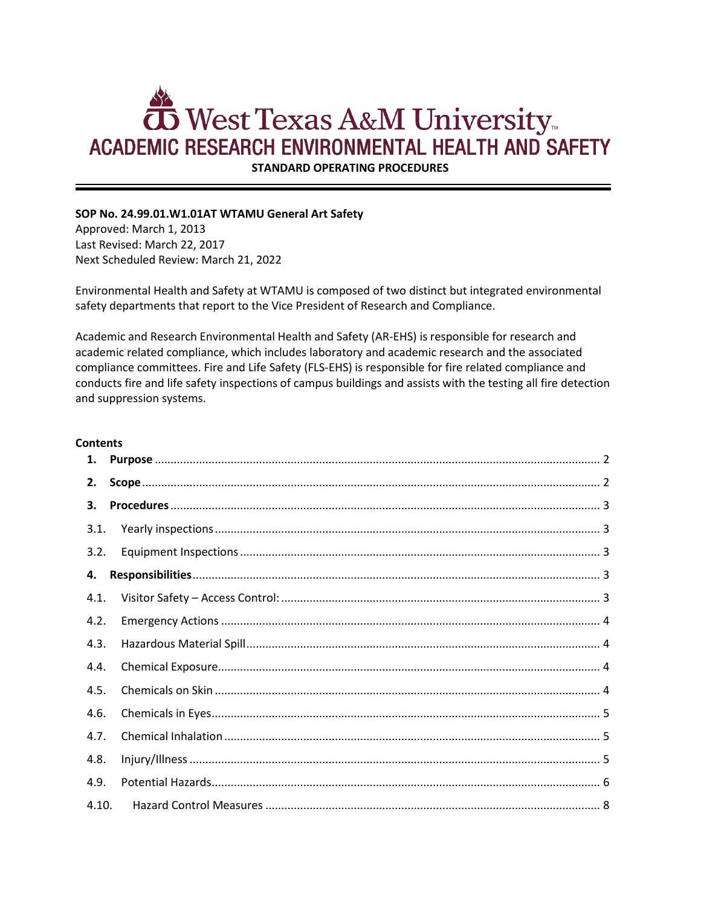# West Texas A&M University

## ACADEMIC RESEARCH ENVIRONMENTAL HEALTH AND SAFETY

**STANDARD OPERATING PROCEDURES**

---

**SOP No. 24.99.01.W1.01AT WTAMU General Art Safety**
Approved: March 1, 2013
Last Revised: March 22, 2017
Next Scheduled Review: March 21, 2022

Environmental Health and Safety at WTAMU is composed of two distinct but integrated environmental safety departments that report to the Vice President of Research and Compliance.

Academic and Research Environmental Health and Safety (AR-EHS) is responsible for research and academic related compliance, which includes laboratory and academic research and the associated compliance committees. Fire and Life Safety (FLS-EHS) is responsible for fire related compliance and conducts fire and life safety inspections of campus buildings and assists with the testing all fire detection and suppression systems.

**Contents**

1. **Purpose** ........ 2
2. **Scope** ........ 2
3. **Procedures** ........ 3
   - 3.1. Yearly inspections ........ 3
   - 3.2. Equipment Inspections ........ 3
4. **Responsibilities** ........ 3
   - 4.1. Visitor Safety – Access Control: ........ 3
   - 4.2. Emergency Actions ........ 4
   - 4.3. Hazardous Material Spill ........ 4
   - 4.4. Chemical Exposure ........ 4
   - 4.5. Chemicals on Skin ........ 4
   - 4.6. Chemicals in Eyes ........ 5
   - 4.7. Chemical Inhalation ........ 5
   - 4.8. Injury/Illness ........ 5
   - 4.9. Potential Hazards ........ 6
   - 4.10. Hazard Control Measures ........ 8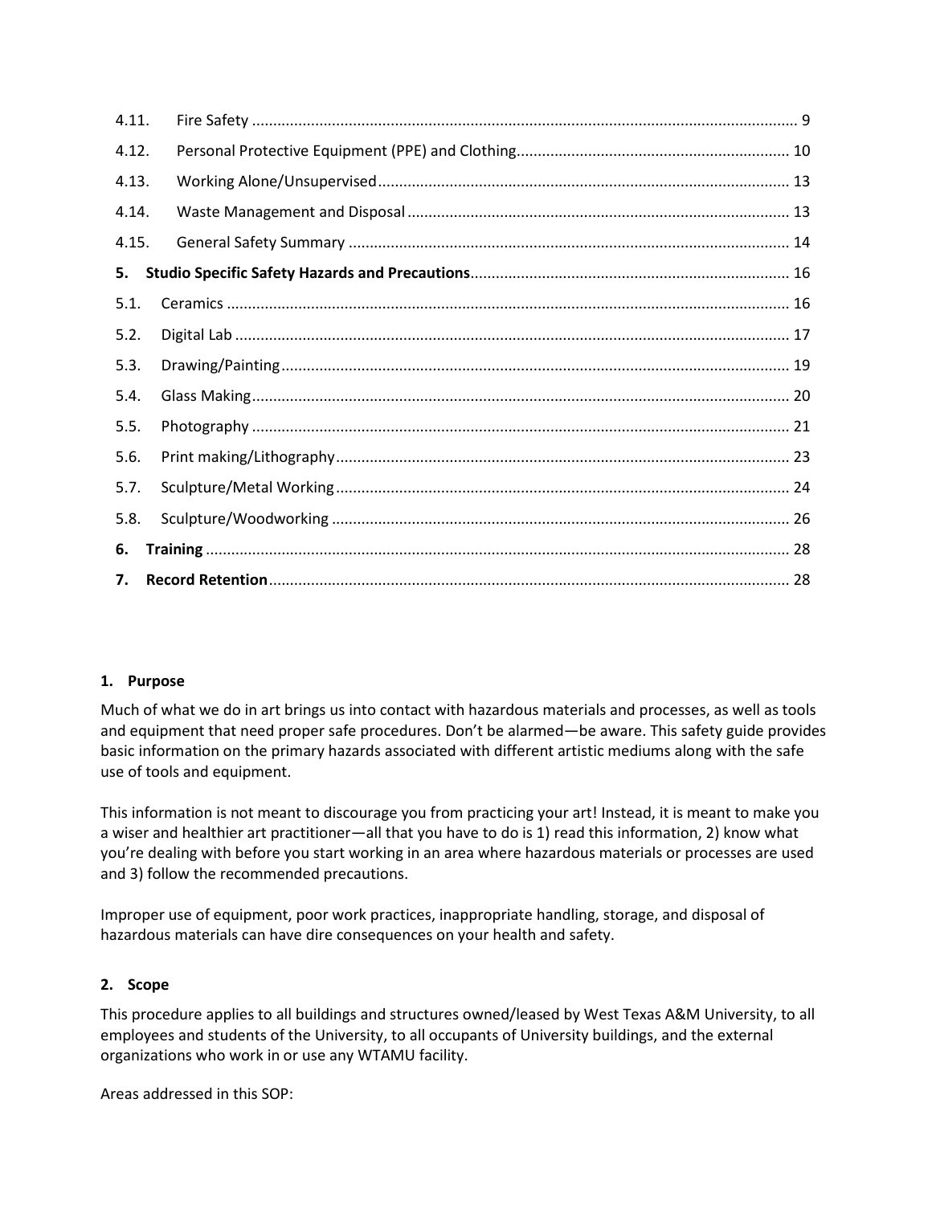4.11. Fire Safety ..................................................................................................................... 9

4.12. Personal Protective Equipment (PPE) and Clothing................................................................ 10

4.13. Working Alone/Unsupervised................................................................................................ 13

4.14. Waste Management and Disposal ......................................................................................... 13

4.15. General Safety Summary ....................................................................................................... 14

**5. Studio Specific Safety Hazards and Precautions**.......................................................................... 16

5.1. Ceramics .................................................................................................................................. 16

5.2. Digital Lab ................................................................................................................................ 17

5.3. Drawing/Painting...................................................................................................................... 19

5.4. Glass Making............................................................................................................................ 20

5.5. Photography ............................................................................................................................ 21

5.6. Print making/Lithography......................................................................................................... 23

5.7. Sculpture/Metal Working......................................................................................................... 24

5.8. Sculpture/Woodworking .......................................................................................................... 26

**6. Training** ...................................................................................................................................... 28

**7. Record Retention**......................................................................................................................... 28

## 1. Purpose

Much of what we do in art brings us into contact with hazardous materials and processes, as well as tools and equipment that need proper safe procedures. Don't be alarmed—be aware. This safety guide provides basic information on the primary hazards associated with different artistic mediums along with the safe use of tools and equipment.

This information is not meant to discourage you from practicing your art! Instead, it is meant to make you a wiser and healthier art practitioner—all that you have to do is 1) read this information, 2) know what you're dealing with before you start working in an area where hazardous materials or processes are used and 3) follow the recommended precautions.

Improper use of equipment, poor work practices, inappropriate handling, storage, and disposal of hazardous materials can have dire consequences on your health and safety.

## 2. Scope

This procedure applies to all buildings and structures owned/leased by West Texas A&M University, to all employees and students of the University, to all occupants of University buildings, and the external organizations who work in or use any WTAMU facility.

Areas addressed in this SOP: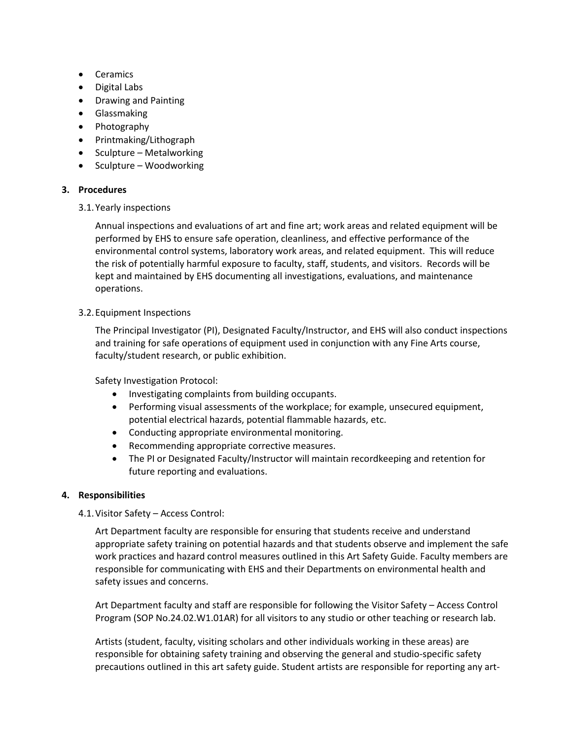- Ceramics
- Digital Labs
- Drawing and Painting
- Glassmaking
- Photography
- Printmaking/Lithograph
- Sculpture – Metalworking
- Sculpture – Woodworking

## 3. Procedures

### 3.1. Yearly inspections

Annual inspections and evaluations of art and fine art; work areas and related equipment will be performed by EHS to ensure safe operation, cleanliness, and effective performance of the environmental control systems, laboratory work areas, and related equipment. This will reduce the risk of potentially harmful exposure to faculty, staff, students, and visitors. Records will be kept and maintained by EHS documenting all investigations, evaluations, and maintenance operations.

### 3.2. Equipment Inspections

The Principal Investigator (PI), Designated Faculty/Instructor, and EHS will also conduct inspections and training for safe operations of equipment used in conjunction with any Fine Arts course, faculty/student research, or public exhibition.

Safety Investigation Protocol:

- Investigating complaints from building occupants.
- Performing visual assessments of the workplace; for example, unsecured equipment, potential electrical hazards, potential flammable hazards, etc.
- Conducting appropriate environmental monitoring.
- Recommending appropriate corrective measures.
- The PI or Designated Faculty/Instructor will maintain recordkeeping and retention for future reporting and evaluations.

## 4. Responsibilities

### 4.1. Visitor Safety – Access Control:

Art Department faculty are responsible for ensuring that students receive and understand appropriate safety training on potential hazards and that students observe and implement the safe work practices and hazard control measures outlined in this Art Safety Guide. Faculty members are responsible for communicating with EHS and their Departments on environmental health and safety issues and concerns.

Art Department faculty and staff are responsible for following the Visitor Safety – Access Control Program (SOP No.24.02.W1.01AR) for all visitors to any studio or other teaching or research lab.

Artists (student, faculty, visiting scholars and other individuals working in these areas) are responsible for obtaining safety training and observing the general and studio-specific safety precautions outlined in this art safety guide. Student artists are responsible for reporting any art-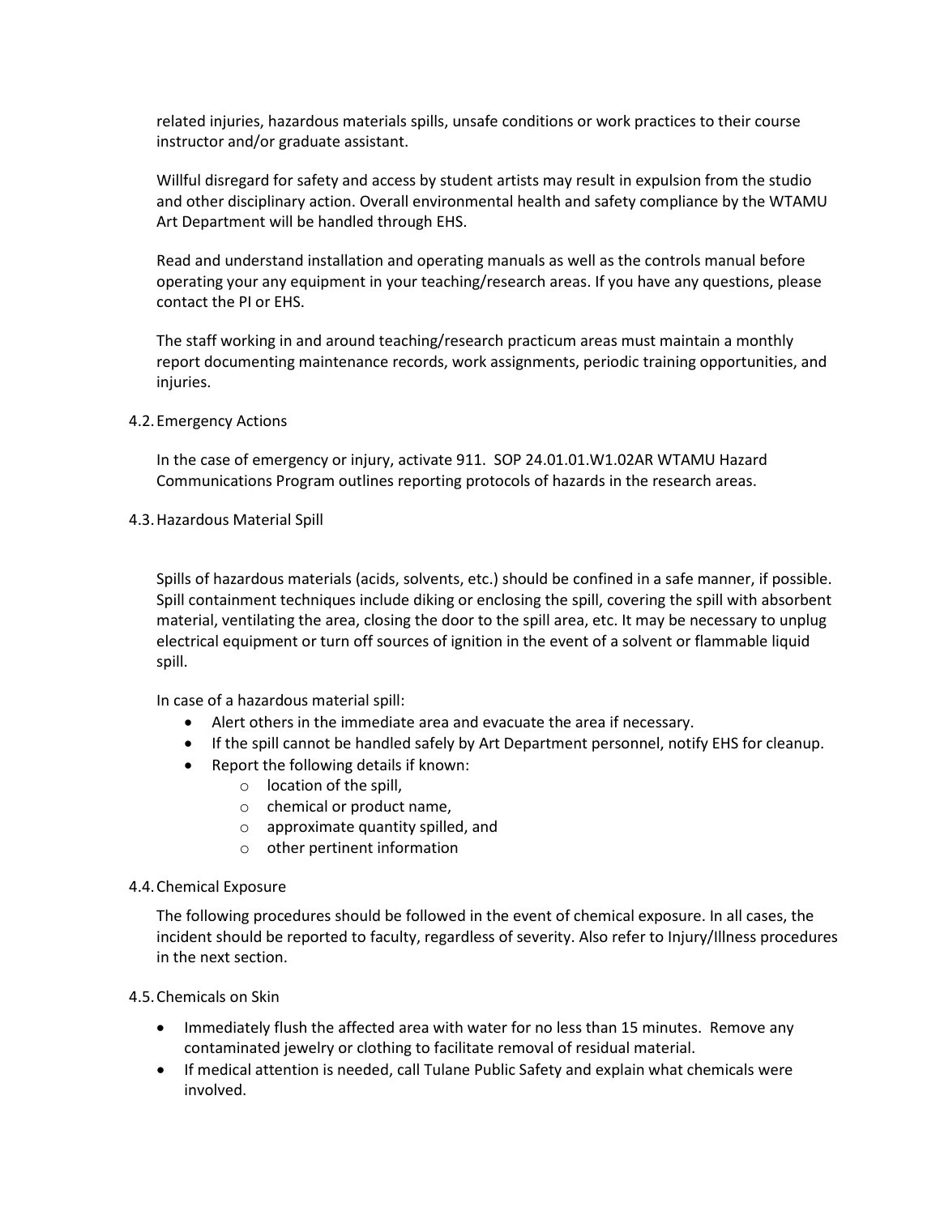related injuries, hazardous materials spills, unsafe conditions or work practices to their course instructor and/or graduate assistant.

Willful disregard for safety and access by student artists may result in expulsion from the studio and other disciplinary action. Overall environmental health and safety compliance by the WTAMU Art Department will be handled through EHS.

Read and understand installation and operating manuals as well as the controls manual before operating your any equipment in your teaching/research areas. If you have any questions, please contact the PI or EHS.

The staff working in and around teaching/research practicum areas must maintain a monthly report documenting maintenance records, work assignments, periodic training opportunities, and injuries.

## 4.2. Emergency Actions

In the case of emergency or injury, activate 911. SOP 24.01.01.W1.02AR WTAMU Hazard Communications Program outlines reporting protocols of hazards in the research areas.

## 4.3. Hazardous Material Spill

Spills of hazardous materials (acids, solvents, etc.) should be confined in a safe manner, if possible. Spill containment techniques include diking or enclosing the spill, covering the spill with absorbent material, ventilating the area, closing the door to the spill area, etc. It may be necessary to unplug electrical equipment or turn off sources of ignition in the event of a solvent or flammable liquid spill.

In case of a hazardous material spill:

- Alert others in the immediate area and evacuate the area if necessary.
- If the spill cannot be handled safely by Art Department personnel, notify EHS for cleanup.
- Report the following details if known:
  - location of the spill,
  - chemical or product name,
  - approximate quantity spilled, and
  - other pertinent information

## 4.4. Chemical Exposure

The following procedures should be followed in the event of chemical exposure. In all cases, the incident should be reported to faculty, regardless of severity. Also refer to Injury/Illness procedures in the next section.

## 4.5. Chemicals on Skin

- Immediately flush the affected area with water for no less than 15 minutes. Remove any contaminated jewelry or clothing to facilitate removal of residual material.
- If medical attention is needed, call Tulane Public Safety and explain what chemicals were involved.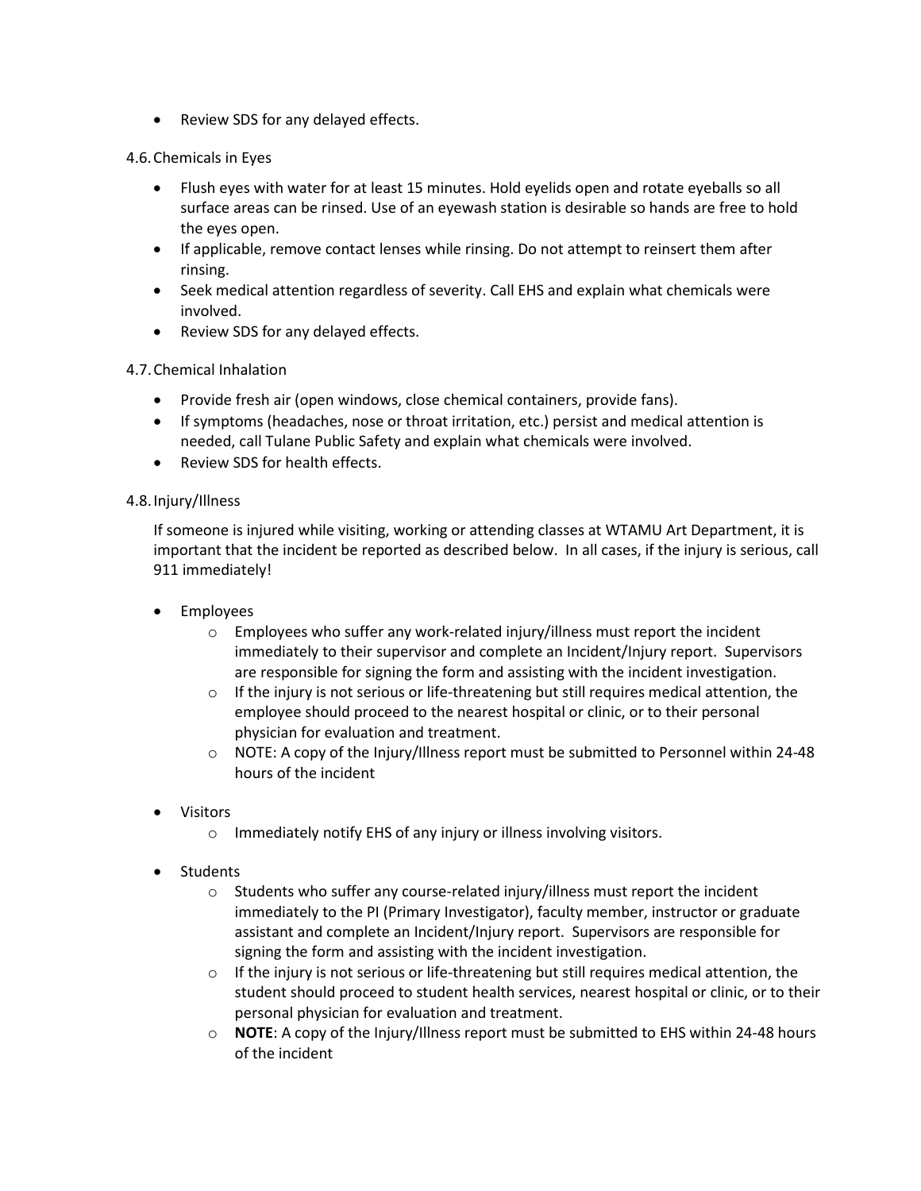- Review SDS for any delayed effects.

4.6. Chemicals in Eyes

- Flush eyes with water for at least 15 minutes. Hold eyelids open and rotate eyeballs so all surface areas can be rinsed. Use of an eyewash station is desirable so hands are free to hold the eyes open.
- If applicable, remove contact lenses while rinsing. Do not attempt to reinsert them after rinsing.
- Seek medical attention regardless of severity. Call EHS and explain what chemicals were involved.
- Review SDS for any delayed effects.

4.7. Chemical Inhalation

- Provide fresh air (open windows, close chemical containers, provide fans).
- If symptoms (headaches, nose or throat irritation, etc.) persist and medical attention is needed, call Tulane Public Safety and explain what chemicals were involved.
- Review SDS for health effects.

4.8. Injury/Illness

If someone is injured while visiting, working or attending classes at WTAMU Art Department, it is important that the incident be reported as described below. In all cases, if the injury is serious, call 911 immediately!

- Employees
  - Employees who suffer any work-related injury/illness must report the incident immediately to their supervisor and complete an Incident/Injury report. Supervisors are responsible for signing the form and assisting with the incident investigation.
  - If the injury is not serious or life-threatening but still requires medical attention, the employee should proceed to the nearest hospital or clinic, or to their personal physician for evaluation and treatment.
  - NOTE: A copy of the Injury/Illness report must be submitted to Personnel within 24-48 hours of the incident

- Visitors
  - Immediately notify EHS of any injury or illness involving visitors.

- Students
  - Students who suffer any course-related injury/illness must report the incident immediately to the PI (Primary Investigator), faculty member, instructor or graduate assistant and complete an Incident/Injury report. Supervisors are responsible for signing the form and assisting with the incident investigation.
  - If the injury is not serious or life-threatening but still requires medical attention, the student should proceed to student health services, nearest hospital or clinic, or to their personal physician for evaluation and treatment.
  - **NOTE**: A copy of the Injury/Illness report must be submitted to EHS within 24-48 hours of the incident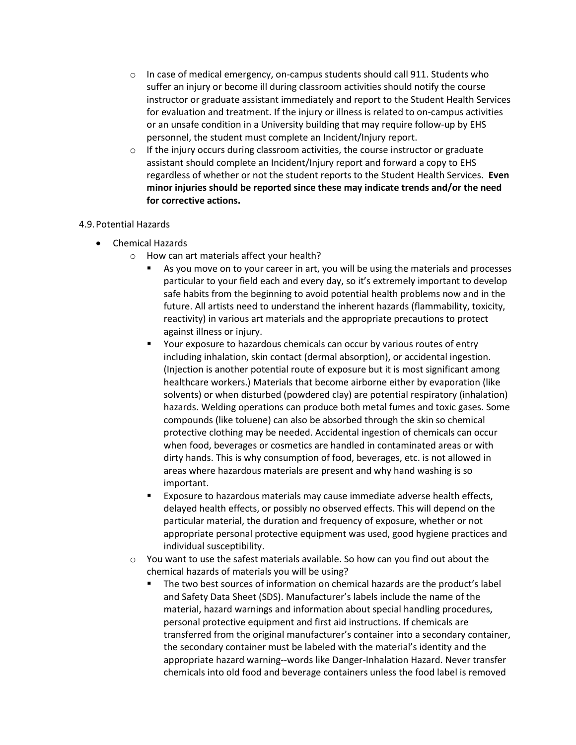- In case of medical emergency, on-campus students should call 911. Students who suffer an injury or become ill during classroom activities should notify the course instructor or graduate assistant immediately and report to the Student Health Services for evaluation and treatment. If the injury or illness is related to on-campus activities or an unsafe condition in a University building that may require follow-up by EHS personnel, the student must complete an Incident/Injury report.
- If the injury occurs during classroom activities, the course instructor or graduate assistant should complete an Incident/Injury report and forward a copy to EHS regardless of whether or not the student reports to the Student Health Services. **Even minor injuries should be reported since these may indicate trends and/or the need for corrective actions.**

4.9. Potential Hazards

- Chemical Hazards
  - How can art materials affect your health?
    - As you move on to your career in art, you will be using the materials and processes particular to your field each and every day, so it's extremely important to develop safe habits from the beginning to avoid potential health problems now and in the future. All artists need to understand the inherent hazards (flammability, toxicity, reactivity) in various art materials and the appropriate precautions to protect against illness or injury.
    - Your exposure to hazardous chemicals can occur by various routes of entry including inhalation, skin contact (dermal absorption), or accidental ingestion. (Injection is another potential route of exposure but it is most significant among healthcare workers.) Materials that become airborne either by evaporation (like solvents) or when disturbed (powdered clay) are potential respiratory (inhalation) hazards. Welding operations can produce both metal fumes and toxic gases. Some compounds (like toluene) can also be absorbed through the skin so chemical protective clothing may be needed. Accidental ingestion of chemicals can occur when food, beverages or cosmetics are handled in contaminated areas or with dirty hands. This is why consumption of food, beverages, etc. is not allowed in areas where hazardous materials are present and why hand washing is so important.
    - Exposure to hazardous materials may cause immediate adverse health effects, delayed health effects, or possibly no observed effects. This will depend on the particular material, the duration and frequency of exposure, whether or not appropriate personal protective equipment was used, good hygiene practices and individual susceptibility.
  - You want to use the safest materials available. So how can you find out about the chemical hazards of materials you will be using?
    - The two best sources of information on chemical hazards are the product's label and Safety Data Sheet (SDS). Manufacturer's labels include the name of the material, hazard warnings and information about special handling procedures, personal protective equipment and first aid instructions. If chemicals are transferred from the original manufacturer's container into a secondary container, the secondary container must be labeled with the material's identity and the appropriate hazard warning--words like Danger-Inhalation Hazard. Never transfer chemicals into old food and beverage containers unless the food label is removed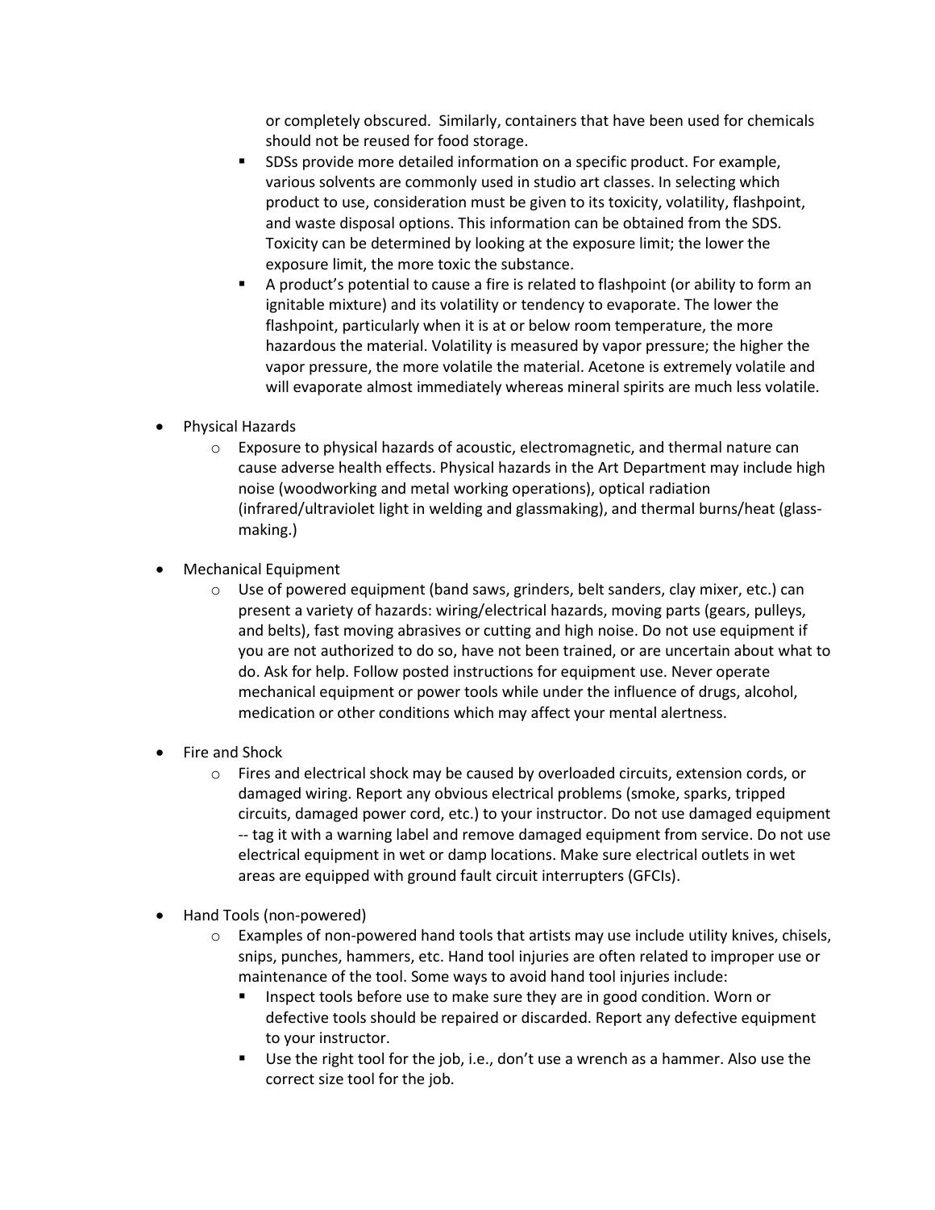or completely obscured. Similarly, containers that have been used for chemicals should not be reused for food storage.
  - SDSs provide more detailed information on a specific product. For example, various solvents are commonly used in studio art classes. In selecting which product to use, consideration must be given to its toxicity, volatility, flashpoint, and waste disposal options. This information can be obtained from the SDS. Toxicity can be determined by looking at the exposure limit; the lower the exposure limit, the more toxic the substance.
  - A product's potential to cause a fire is related to flashpoint (or ability to form an ignitable mixture) and its volatility or tendency to evaporate. The lower the flashpoint, particularly when it is at or below room temperature, the more hazardous the material. Volatility is measured by vapor pressure; the higher the vapor pressure, the more volatile the material. Acetone is extremely volatile and will evaporate almost immediately whereas mineral spirits are much less volatile.

- Physical Hazards
  - Exposure to physical hazards of acoustic, electromagnetic, and thermal nature can cause adverse health effects. Physical hazards in the Art Department may include high noise (woodworking and metal working operations), optical radiation (infrared/ultraviolet light in welding and glassmaking), and thermal burns/heat (glass-making.)

- Mechanical Equipment
  - Use of powered equipment (band saws, grinders, belt sanders, clay mixer, etc.) can present a variety of hazards: wiring/electrical hazards, moving parts (gears, pulleys, and belts), fast moving abrasives or cutting and high noise. Do not use equipment if you are not authorized to do so, have not been trained, or are uncertain about what to do. Ask for help. Follow posted instructions for equipment use. Never operate mechanical equipment or power tools while under the influence of drugs, alcohol, medication or other conditions which may affect your mental alertness.

- Fire and Shock
  - Fires and electrical shock may be caused by overloaded circuits, extension cords, or damaged wiring. Report any obvious electrical problems (smoke, sparks, tripped circuits, damaged power cord, etc.) to your instructor. Do not use damaged equipment -- tag it with a warning label and remove damaged equipment from service. Do not use electrical equipment in wet or damp locations. Make sure electrical outlets in wet areas are equipped with ground fault circuit interrupters (GFCIs).

- Hand Tools (non-powered)
  - Examples of non-powered hand tools that artists may use include utility knives, chisels, snips, punches, hammers, etc. Hand tool injuries are often related to improper use or maintenance of the tool. Some ways to avoid hand tool injuries include:
    - Inspect tools before use to make sure they are in good condition. Worn or defective tools should be repaired or discarded. Report any defective equipment to your instructor.
    - Use the right tool for the job, i.e., don't use a wrench as a hammer. Also use the correct size tool for the job.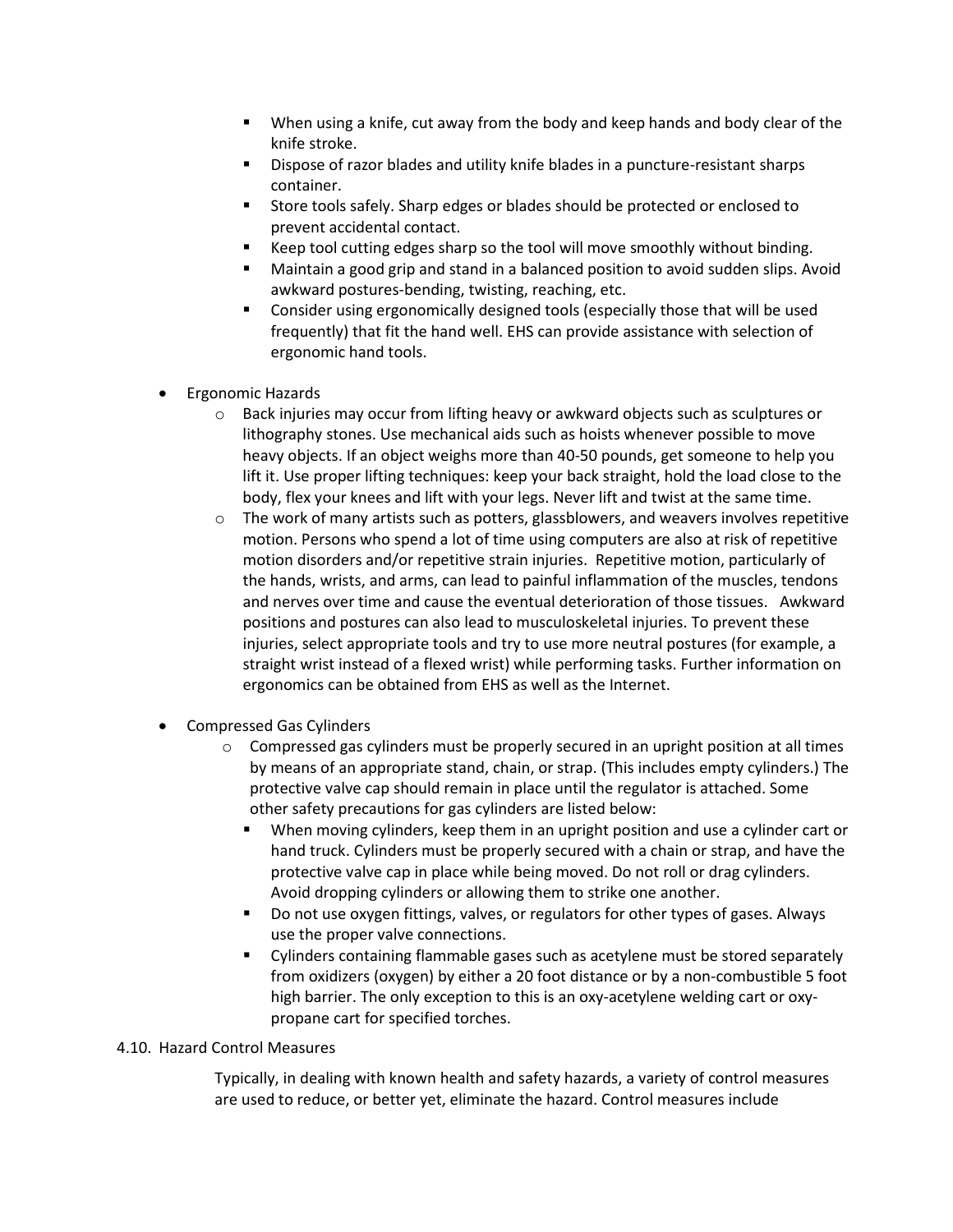- When using a knife, cut away from the body and keep hands and body clear of the knife stroke.
      - Dispose of razor blades and utility knife blades in a puncture-resistant sharps container.
      - Store tools safely. Sharp edges or blades should be protected or enclosed to prevent accidental contact.
      - Keep tool cutting edges sharp so the tool will move smoothly without binding.
      - Maintain a good grip and stand in a balanced position to avoid sudden slips. Avoid awkward postures-bending, twisting, reaching, etc.
      - Consider using ergonomically designed tools (especially those that will be used frequently) that fit the hand well. EHS can provide assistance with selection of ergonomic hand tools.

- Ergonomic Hazards
  - Back injuries may occur from lifting heavy or awkward objects such as sculptures or lithography stones. Use mechanical aids such as hoists whenever possible to move heavy objects. If an object weighs more than 40-50 pounds, get someone to help you lift it. Use proper lifting techniques: keep your back straight, hold the load close to the body, flex your knees and lift with your legs. Never lift and twist at the same time.
  - The work of many artists such as potters, glassblowers, and weavers involves repetitive motion. Persons who spend a lot of time using computers are also at risk of repetitive motion disorders and/or repetitive strain injuries. Repetitive motion, particularly of the hands, wrists, and arms, can lead to painful inflammation of the muscles, tendons and nerves over time and cause the eventual deterioration of those tissues. Awkward positions and postures can also lead to musculoskeletal injuries. To prevent these injuries, select appropriate tools and try to use more neutral postures (for example, a straight wrist instead of a flexed wrist) while performing tasks. Further information on ergonomics can be obtained from EHS as well as the Internet.

- Compressed Gas Cylinders
  - Compressed gas cylinders must be properly secured in an upright position at all times by means of an appropriate stand, chain, or strap. (This includes empty cylinders.) The protective valve cap should remain in place until the regulator is attached. Some other safety precautions for gas cylinders are listed below:
    - When moving cylinders, keep them in an upright position and use a cylinder cart or hand truck. Cylinders must be properly secured with a chain or strap, and have the protective valve cap in place while being moved. Do not roll or drag cylinders. Avoid dropping cylinders or allowing them to strike one another.
    - Do not use oxygen fittings, valves, or regulators for other types of gases. Always use the proper valve connections.
    - Cylinders containing flammable gases such as acetylene must be stored separately from oxidizers (oxygen) by either a 20 foot distance or by a non-combustible 5 foot high barrier. The only exception to this is an oxy-acetylene welding cart or oxy-propane cart for specified torches.

### 4.10. Hazard Control Measures

Typically, in dealing with known health and safety hazards, a variety of control measures are used to reduce, or better yet, eliminate the hazard. Control measures include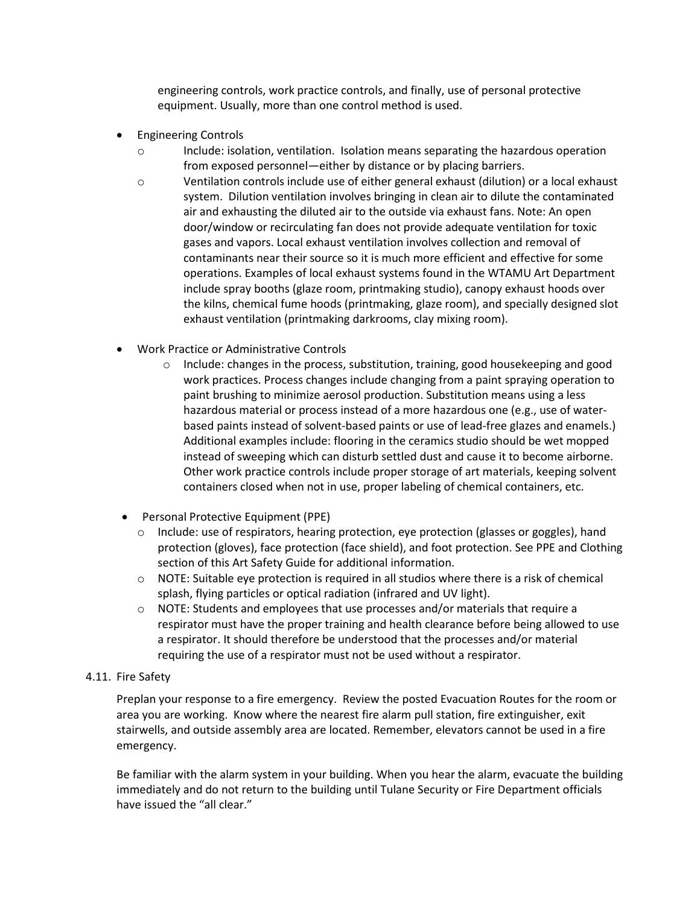engineering controls, work practice controls, and finally, use of personal protective equipment. Usually, more than one control method is used.

- Engineering Controls
  - Include: isolation, ventilation. Isolation means separating the hazardous operation from exposed personnel—either by distance or by placing barriers.
  - Ventilation controls include use of either general exhaust (dilution) or a local exhaust system. Dilution ventilation involves bringing in clean air to dilute the contaminated air and exhausting the diluted air to the outside via exhaust fans. Note: An open door/window or recirculating fan does not provide adequate ventilation for toxic gases and vapors. Local exhaust ventilation involves collection and removal of contaminants near their source so it is much more efficient and effective for some operations. Examples of local exhaust systems found in the WTAMU Art Department include spray booths (glaze room, printmaking studio), canopy exhaust hoods over the kilns, chemical fume hoods (printmaking, glaze room), and specially designed slot exhaust ventilation (printmaking darkrooms, clay mixing room).

- Work Practice or Administrative Controls
  - Include: changes in the process, substitution, training, good housekeeping and good work practices. Process changes include changing from a paint spraying operation to paint brushing to minimize aerosol production. Substitution means using a less hazardous material or process instead of a more hazardous one (e.g., use of water-based paints instead of solvent-based paints or use of lead-free glazes and enamels.) Additional examples include: flooring in the ceramics studio should be wet mopped instead of sweeping which can disturb settled dust and cause it to become airborne. Other work practice controls include proper storage of art materials, keeping solvent containers closed when not in use, proper labeling of chemical containers, etc.

- Personal Protective Equipment (PPE)
  - Include: use of respirators, hearing protection, eye protection (glasses or goggles), hand protection (gloves), face protection (face shield), and foot protection. See PPE and Clothing section of this Art Safety Guide for additional information.
  - NOTE: Suitable eye protection is required in all studios where there is a risk of chemical splash, flying particles or optical radiation (infrared and UV light).
  - NOTE: Students and employees that use processes and/or materials that require a respirator must have the proper training and health clearance before being allowed to use a respirator. It should therefore be understood that the processes and/or material requiring the use of a respirator must not be used without a respirator.

4.11. Fire Safety

Preplan your response to a fire emergency. Review the posted Evacuation Routes for the room or area you are working. Know where the nearest fire alarm pull station, fire extinguisher, exit stairwells, and outside assembly area are located. Remember, elevators cannot be used in a fire emergency.

Be familiar with the alarm system in your building. When you hear the alarm, evacuate the building immediately and do not return to the building until Tulane Security or Fire Department officials have issued the "all clear."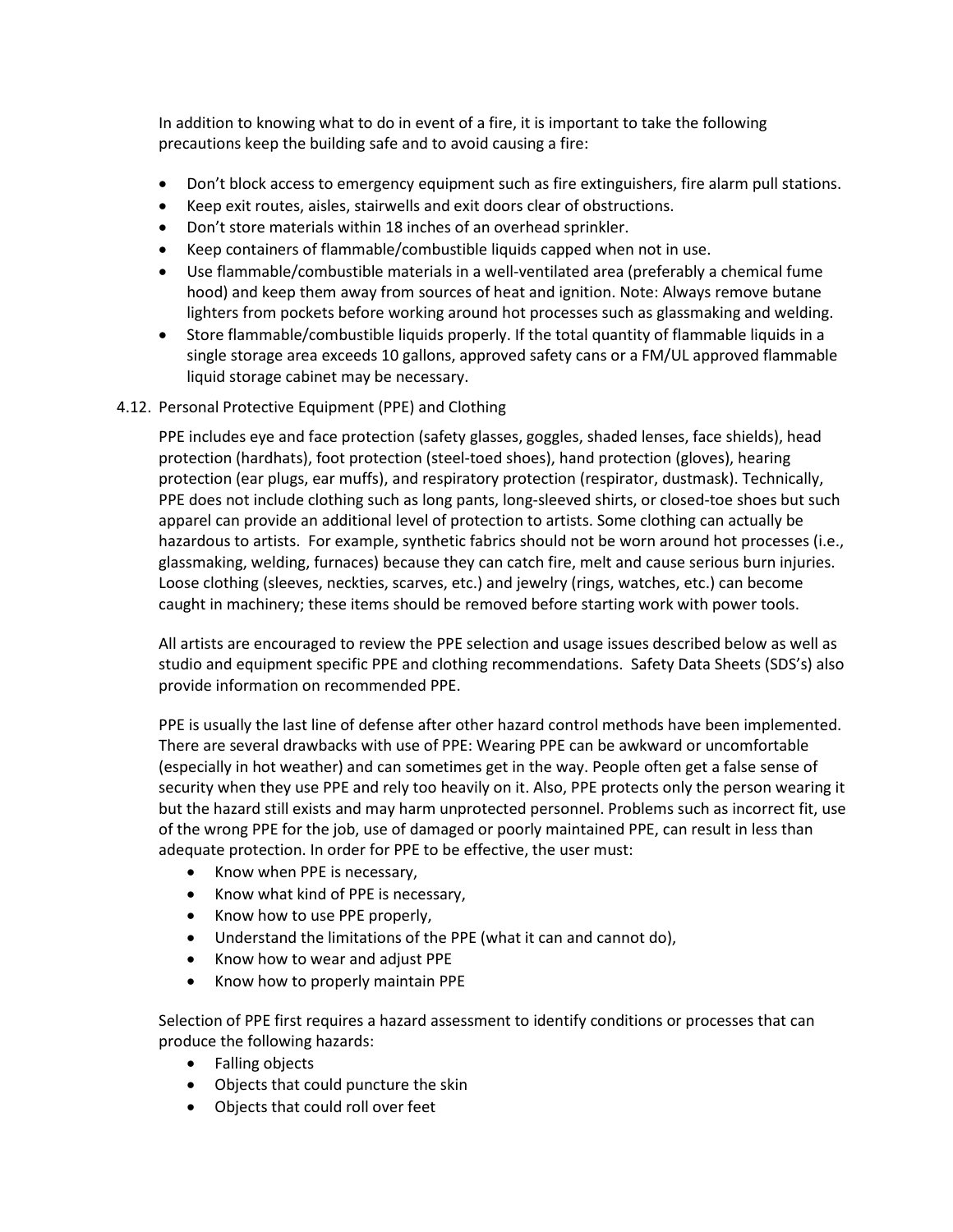In addition to knowing what to do in event of a fire, it is important to take the following precautions keep the building safe and to avoid causing a fire:

- Don't block access to emergency equipment such as fire extinguishers, fire alarm pull stations.
- Keep exit routes, aisles, stairwells and exit doors clear of obstructions.
- Don't store materials within 18 inches of an overhead sprinkler.
- Keep containers of flammable/combustible liquids capped when not in use.
- Use flammable/combustible materials in a well-ventilated area (preferably a chemical fume hood) and keep them away from sources of heat and ignition. Note: Always remove butane lighters from pockets before working around hot processes such as glassmaking and welding.
- Store flammable/combustible liquids properly. If the total quantity of flammable liquids in a single storage area exceeds 10 gallons, approved safety cans or a FM/UL approved flammable liquid storage cabinet may be necessary.

## 4.12. Personal Protective Equipment (PPE) and Clothing

PPE includes eye and face protection (safety glasses, goggles, shaded lenses, face shields), head protection (hardhats), foot protection (steel-toed shoes), hand protection (gloves), hearing protection (ear plugs, ear muffs), and respiratory protection (respirator, dustmask). Technically, PPE does not include clothing such as long pants, long-sleeved shirts, or closed-toe shoes but such apparel can provide an additional level of protection to artists. Some clothing can actually be hazardous to artists. For example, synthetic fabrics should not be worn around hot processes (i.e., glassmaking, welding, furnaces) because they can catch fire, melt and cause serious burn injuries. Loose clothing (sleeves, neckties, scarves, etc.) and jewelry (rings, watches, etc.) can become caught in machinery; these items should be removed before starting work with power tools.

All artists are encouraged to review the PPE selection and usage issues described below as well as studio and equipment specific PPE and clothing recommendations. Safety Data Sheets (SDS's) also provide information on recommended PPE.

PPE is usually the last line of defense after other hazard control methods have been implemented. There are several drawbacks with use of PPE: Wearing PPE can be awkward or uncomfortable (especially in hot weather) and can sometimes get in the way. People often get a false sense of security when they use PPE and rely too heavily on it. Also, PPE protects only the person wearing it but the hazard still exists and may harm unprotected personnel. Problems such as incorrect fit, use of the wrong PPE for the job, use of damaged or poorly maintained PPE, can result in less than adequate protection. In order for PPE to be effective, the user must:

- Know when PPE is necessary,
- Know what kind of PPE is necessary,
- Know how to use PPE properly,
- Understand the limitations of the PPE (what it can and cannot do),
- Know how to wear and adjust PPE
- Know how to properly maintain PPE

Selection of PPE first requires a hazard assessment to identify conditions or processes that can produce the following hazards:

- Falling objects
- Objects that could puncture the skin
- Objects that could roll over feet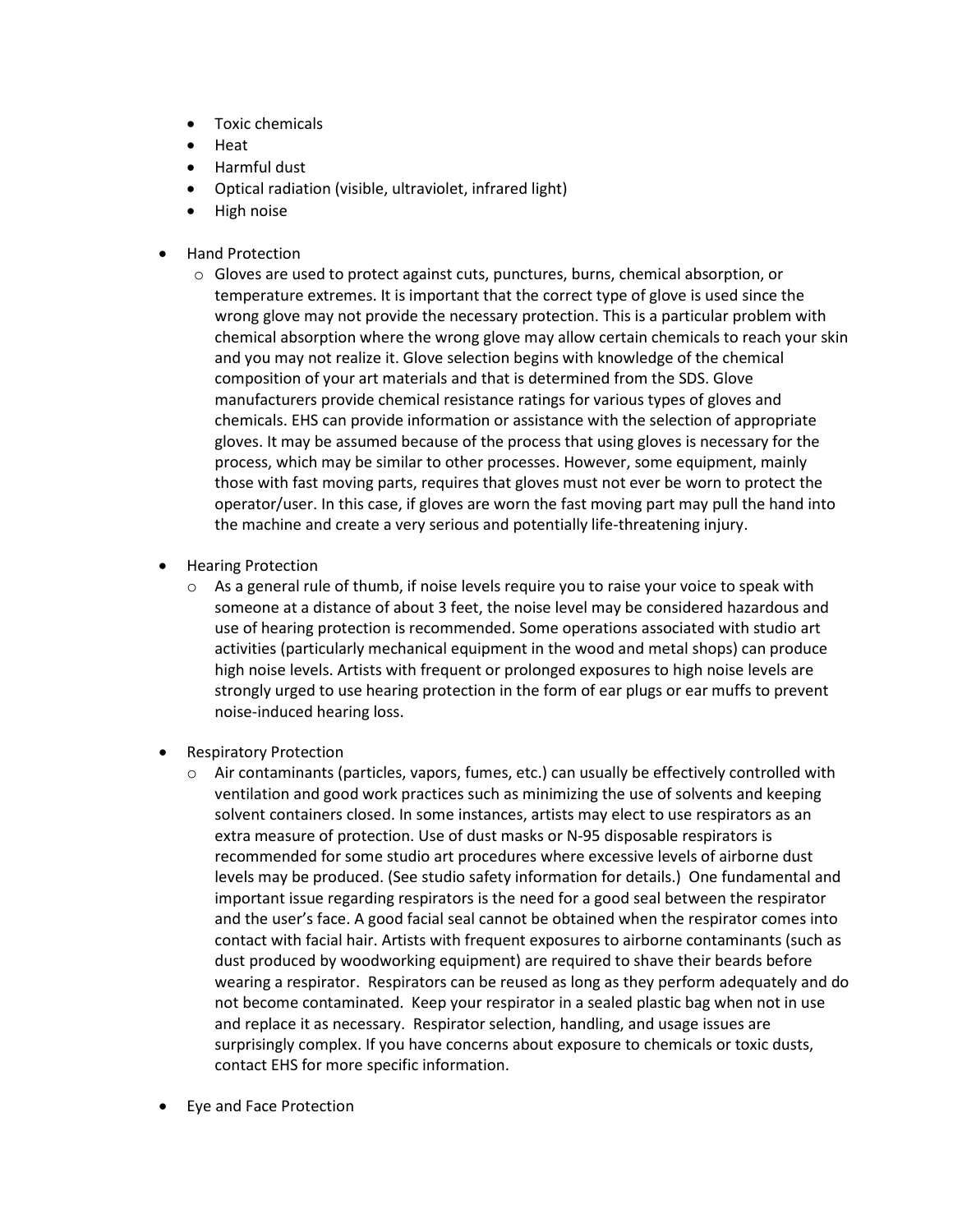- Toxic chemicals
   - Heat
   - Harmful dust
   - Optical radiation (visible, ultraviolet, infrared light)
   - High noise

- Hand Protection
   - Gloves are used to protect against cuts, punctures, burns, chemical absorption, or temperature extremes. It is important that the correct type of glove is used since the wrong glove may not provide the necessary protection. This is a particular problem with chemical absorption where the wrong glove may allow certain chemicals to reach your skin and you may not realize it. Glove selection begins with knowledge of the chemical composition of your art materials and that is determined from the SDS. Glove manufacturers provide chemical resistance ratings for various types of gloves and chemicals. EHS can provide information or assistance with the selection of appropriate gloves. It may be assumed because of the process that using gloves is necessary for the process, which may be similar to other processes. However, some equipment, mainly those with fast moving parts, requires that gloves must not ever be worn to protect the operator/user. In this case, if gloves are worn the fast moving part may pull the hand into the machine and create a very serious and potentially life-threatening injury.

- Hearing Protection
   - As a general rule of thumb, if noise levels require you to raise your voice to speak with someone at a distance of about 3 feet, the noise level may be considered hazardous and use of hearing protection is recommended. Some operations associated with studio art activities (particularly mechanical equipment in the wood and metal shops) can produce high noise levels. Artists with frequent or prolonged exposures to high noise levels are strongly urged to use hearing protection in the form of ear plugs or ear muffs to prevent noise-induced hearing loss.

- Respiratory Protection
   - Air contaminants (particles, vapors, fumes, etc.) can usually be effectively controlled with ventilation and good work practices such as minimizing the use of solvents and keeping solvent containers closed. In some instances, artists may elect to use respirators as an extra measure of protection. Use of dust masks or N-95 disposable respirators is recommended for some studio art procedures where excessive levels of airborne dust levels may be produced. (See studio safety information for details.) One fundamental and important issue regarding respirators is the need for a good seal between the respirator and the user's face. A good facial seal cannot be obtained when the respirator comes into contact with facial hair. Artists with frequent exposures to airborne contaminants (such as dust produced by woodworking equipment) are required to shave their beards before wearing a respirator. Respirators can be reused as long as they perform adequately and do not become contaminated. Keep your respirator in a sealed plastic bag when not in use and replace it as necessary. Respirator selection, handling, and usage issues are surprisingly complex. If you have concerns about exposure to chemicals or toxic dusts, contact EHS for more specific information.

- Eye and Face Protection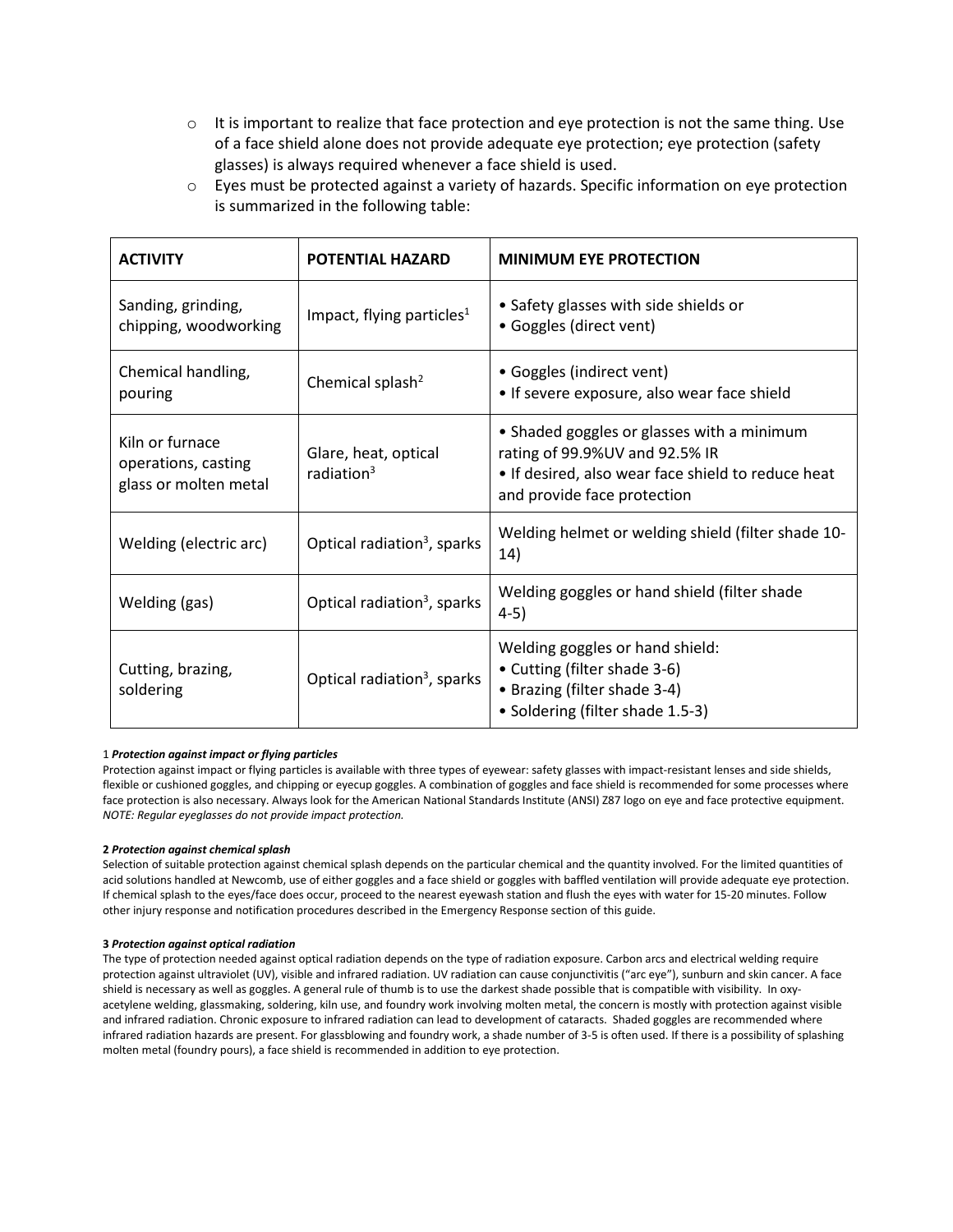- It is important to realize that face protection and eye protection is not the same thing. Use of a face shield alone does not provide adequate eye protection; eye protection (safety glasses) is always required whenever a face shield is used.
- Eyes must be protected against a variety of hazards. Specific information on eye protection is summarized in the following table:

| ACTIVITY | POTENTIAL HAZARD | MINIMUM EYE PROTECTION |
| --- | --- | --- |
| Sanding, grinding, chipping, woodworking | Impact, flying particles[1] | • Safety glasses with side shields or<br>• Goggles (direct vent) |
| Chemical handling, pouring | Chemical splash[2] | • Goggles (indirect vent)<br>• If severe exposure, also wear face shield |
| Kiln or furnace operations, casting glass or molten metal | Glare, heat, optical radiation[3] | • Shaded goggles or glasses with a minimum rating of 99.9%UV and 92.5% IR<br>• If desired, also wear face shield to reduce heat and provide face protection |
| Welding (electric arc) | Optical radiation[3], sparks | Welding helmet or welding shield (filter shade 10-14) |
| Welding (gas) | Optical radiation[3], sparks | Welding goggles or hand shield (filter shade 4-5) |
| Cutting, brazing, soldering | Optical radiation[3], sparks | Welding goggles or hand shield:<br>• Cutting (filter shade 3-6)<br>• Brazing (filter shade 3-4)<br>• Soldering (filter shade 1.5-3) |

1 ***Protection against impact or flying particles***
Protection against impact or flying particles is available with three types of eyewear: safety glasses with impact-resistant lenses and side shields, flexible or cushioned goggles, and chipping or eyecup goggles. A combination of goggles and face shield is recommended for some processes where face protection is also necessary. Always look for the American National Standards Institute (ANSI) Z87 logo on eye and face protective equipment. *NOTE: Regular eyeglasses do not provide impact protection.*

**2** ***Protection against chemical splash***
Selection of suitable protection against chemical splash depends on the particular chemical and the quantity involved. For the limited quantities of acid solutions handled at Newcomb, use of either goggles and a face shield or goggles with baffled ventilation will provide adequate eye protection. If chemical splash to the eyes/face does occur, proceed to the nearest eyewash station and flush the eyes with water for 15-20 minutes. Follow other injury response and notification procedures described in the Emergency Response section of this guide.

**3** ***Protection against optical radiation***
The type of protection needed against optical radiation depends on the type of radiation exposure. Carbon arcs and electrical welding require protection against ultraviolet (UV), visible and infrared radiation. UV radiation can cause conjunctivitis ("arc eye"), sunburn and skin cancer. A face shield is necessary as well as goggles. A general rule of thumb is to use the darkest shade possible that is compatible with visibility. In oxy-acetylene welding, glassmaking, soldering, kiln use, and foundry work involving molten metal, the concern is mostly with protection against visible and infrared radiation. Chronic exposure to infrared radiation can lead to development of cataracts. Shaded goggles are recommended where infrared radiation hazards are present. For glassblowing and foundry work, a shade number of 3-5 is often used. If there is a possibility of splashing molten metal (foundry pours), a face shield is recommended in addition to eye protection.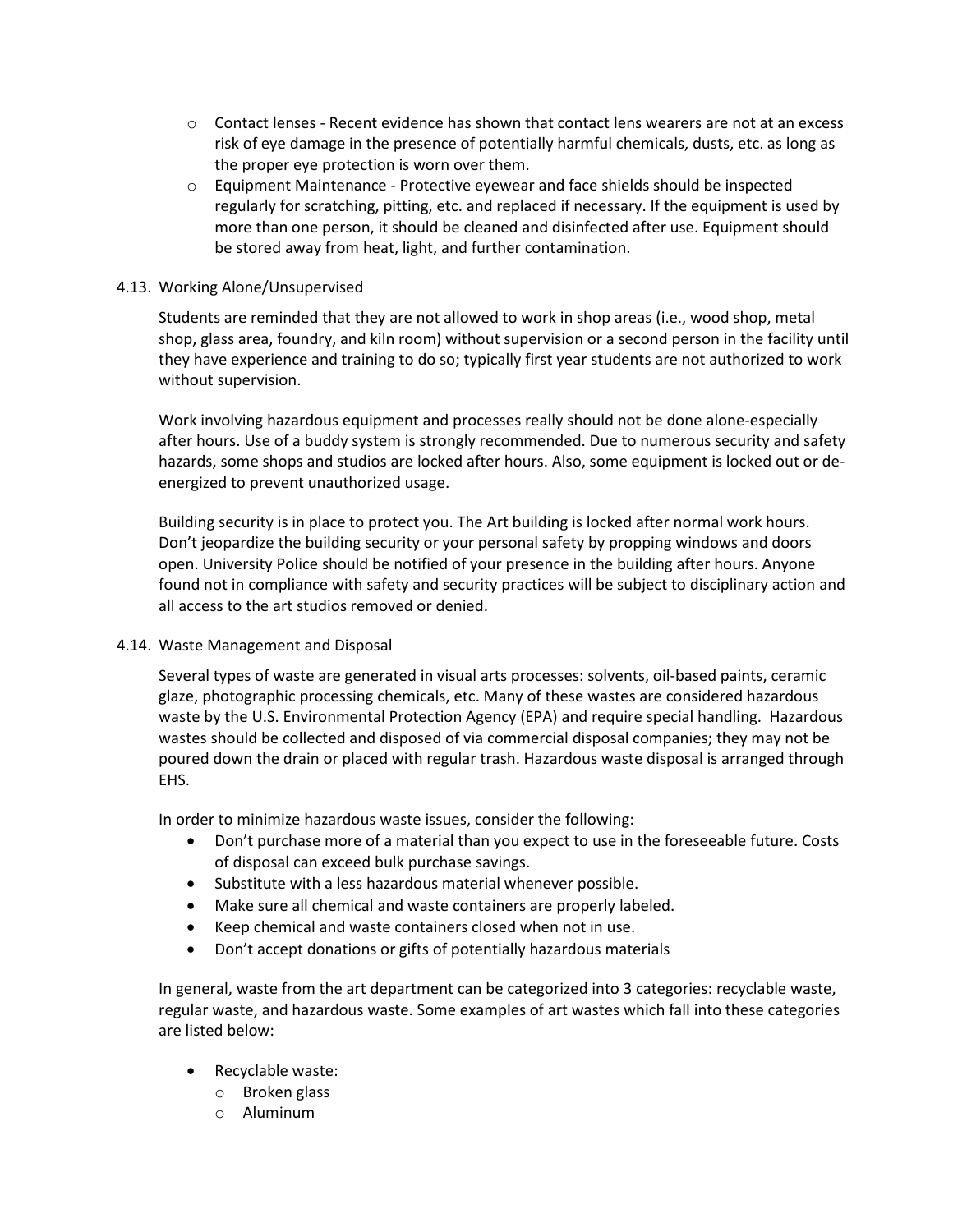- Contact lenses - Recent evidence has shown that contact lens wearers are not at an excess risk of eye damage in the presence of potentially harmful chemicals, dusts, etc. as long as the proper eye protection is worn over them.
  - Equipment Maintenance - Protective eyewear and face shields should be inspected regularly for scratching, pitting, etc. and replaced if necessary. If the equipment is used by more than one person, it should be cleaned and disinfected after use. Equipment should be stored away from heat, light, and further contamination.

### 4.13. Working Alone/Unsupervised

Students are reminded that they are not allowed to work in shop areas (i.e., wood shop, metal shop, glass area, foundry, and kiln room) without supervision or a second person in the facility until they have experience and training to do so; typically first year students are not authorized to work without supervision.

Work involving hazardous equipment and processes really should not be done alone-especially after hours. Use of a buddy system is strongly recommended. Due to numerous security and safety hazards, some shops and studios are locked after hours. Also, some equipment is locked out or de-energized to prevent unauthorized usage.

Building security is in place to protect you. The Art building is locked after normal work hours. Don't jeopardize the building security or your personal safety by propping windows and doors open. University Police should be notified of your presence in the building after hours. Anyone found not in compliance with safety and security practices will be subject to disciplinary action and all access to the art studios removed or denied.

### 4.14. Waste Management and Disposal

Several types of waste are generated in visual arts processes: solvents, oil-based paints, ceramic glaze, photographic processing chemicals, etc. Many of these wastes are considered hazardous waste by the U.S. Environmental Protection Agency (EPA) and require special handling. Hazardous wastes should be collected and disposed of via commercial disposal companies; they may not be poured down the drain or placed with regular trash. Hazardous waste disposal is arranged through EHS.

In order to minimize hazardous waste issues, consider the following:

- Don't purchase more of a material than you expect to use in the foreseeable future. Costs of disposal can exceed bulk purchase savings.
- Substitute with a less hazardous material whenever possible.
- Make sure all chemical and waste containers are properly labeled.
- Keep chemical and waste containers closed when not in use.
- Don't accept donations or gifts of potentially hazardous materials

In general, waste from the art department can be categorized into 3 categories: recyclable waste, regular waste, and hazardous waste. Some examples of art wastes which fall into these categories are listed below:

- Recyclable waste:
  - Broken glass
  - Aluminum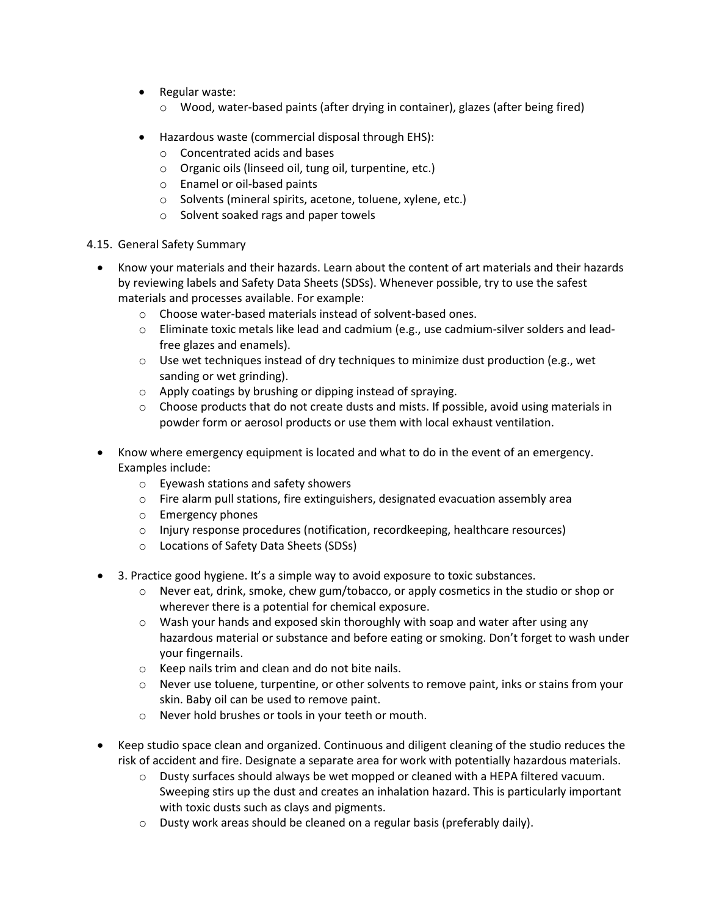- Regular waste:
  - Wood, water-based paints (after drying in container), glazes (after being fired)

- Hazardous waste (commercial disposal through EHS):
  - Concentrated acids and bases
  - Organic oils (linseed oil, tung oil, turpentine, etc.)
  - Enamel or oil-based paints
  - Solvents (mineral spirits, acetone, toluene, xylene, etc.)
  - Solvent soaked rags and paper towels

### 4.15. General Safety Summary

- Know your materials and their hazards. Learn about the content of art materials and their hazards by reviewing labels and Safety Data Sheets (SDSs). Whenever possible, try to use the safest materials and processes available. For example:
  - Choose water-based materials instead of solvent-based ones.
  - Eliminate toxic metals like lead and cadmium (e.g., use cadmium-silver solders and lead-free glazes and enamels).
  - Use wet techniques instead of dry techniques to minimize dust production (e.g., wet sanding or wet grinding).
  - Apply coatings by brushing or dipping instead of spraying.
  - Choose products that do not create dusts and mists. If possible, avoid using materials in powder form or aerosol products or use them with local exhaust ventilation.

- Know where emergency equipment is located and what to do in the event of an emergency. Examples include:
  - Eyewash stations and safety showers
  - Fire alarm pull stations, fire extinguishers, designated evacuation assembly area
  - Emergency phones
  - Injury response procedures (notification, recordkeeping, healthcare resources)
  - Locations of Safety Data Sheets (SDSs)

- 3. Practice good hygiene. It's a simple way to avoid exposure to toxic substances.
  - Never eat, drink, smoke, chew gum/tobacco, or apply cosmetics in the studio or shop or wherever there is a potential for chemical exposure.
  - Wash your hands and exposed skin thoroughly with soap and water after using any hazardous material or substance and before eating or smoking. Don't forget to wash under your fingernails.
  - Keep nails trim and clean and do not bite nails.
  - Never use toluene, turpentine, or other solvents to remove paint, inks or stains from your skin. Baby oil can be used to remove paint.
  - Never hold brushes or tools in your teeth or mouth.

- Keep studio space clean and organized. Continuous and diligent cleaning of the studio reduces the risk of accident and fire. Designate a separate area for work with potentially hazardous materials.
  - Dusty surfaces should always be wet mopped or cleaned with a HEPA filtered vacuum. Sweeping stirs up the dust and creates an inhalation hazard. This is particularly important with toxic dusts such as clays and pigments.
  - Dusty work areas should be cleaned on a regular basis (preferably daily).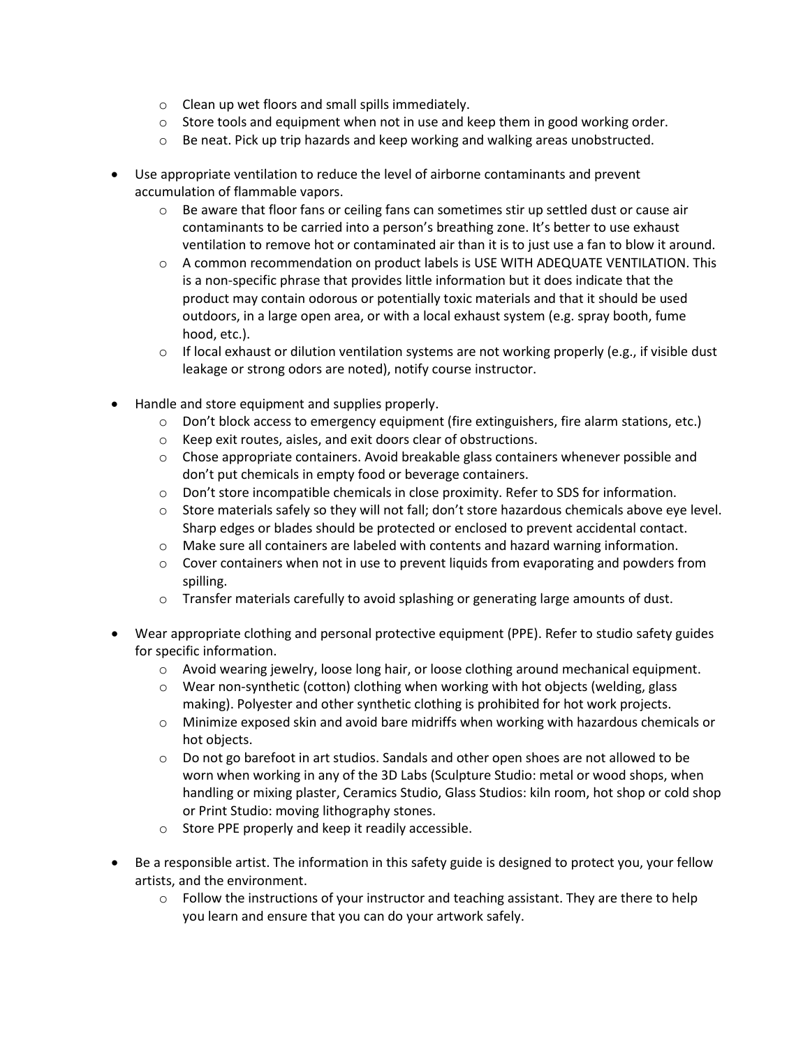- Clean up wet floors and small spills immediately.
  - Store tools and equipment when not in use and keep them in good working order.
  - Be neat. Pick up trip hazards and keep working and walking areas unobstructed.

- Use appropriate ventilation to reduce the level of airborne contaminants and prevent accumulation of flammable vapors.
  - Be aware that floor fans or ceiling fans can sometimes stir up settled dust or cause air contaminants to be carried into a person's breathing zone. It's better to use exhaust ventilation to remove hot or contaminated air than it is to just use a fan to blow it around.
  - A common recommendation on product labels is USE WITH ADEQUATE VENTILATION. This is a non-specific phrase that provides little information but it does indicate that the product may contain odorous or potentially toxic materials and that it should be used outdoors, in a large open area, or with a local exhaust system (e.g. spray booth, fume hood, etc.).
  - If local exhaust or dilution ventilation systems are not working properly (e.g., if visible dust leakage or strong odors are noted), notify course instructor.

- Handle and store equipment and supplies properly.
  - Don't block access to emergency equipment (fire extinguishers, fire alarm stations, etc.)
  - Keep exit routes, aisles, and exit doors clear of obstructions.
  - Chose appropriate containers. Avoid breakable glass containers whenever possible and don't put chemicals in empty food or beverage containers.
  - Don't store incompatible chemicals in close proximity. Refer to SDS for information.
  - Store materials safely so they will not fall; don't store hazardous chemicals above eye level. Sharp edges or blades should be protected or enclosed to prevent accidental contact.
  - Make sure all containers are labeled with contents and hazard warning information.
  - Cover containers when not in use to prevent liquids from evaporating and powders from spilling.
  - Transfer materials carefully to avoid splashing or generating large amounts of dust.

- Wear appropriate clothing and personal protective equipment (PPE). Refer to studio safety guides for specific information.
  - Avoid wearing jewelry, loose long hair, or loose clothing around mechanical equipment.
  - Wear non-synthetic (cotton) clothing when working with hot objects (welding, glass making). Polyester and other synthetic clothing is prohibited for hot work projects.
  - Minimize exposed skin and avoid bare midriffs when working with hazardous chemicals or hot objects.
  - Do not go barefoot in art studios. Sandals and other open shoes are not allowed to be worn when working in any of the 3D Labs (Sculpture Studio: metal or wood shops, when handling or mixing plaster, Ceramics Studio, Glass Studios: kiln room, hot shop or cold shop or Print Studio: moving lithography stones.
  - Store PPE properly and keep it readily accessible.

- Be a responsible artist. The information in this safety guide is designed to protect you, your fellow artists, and the environment.
  - Follow the instructions of your instructor and teaching assistant. They are there to help you learn and ensure that you can do your artwork safely.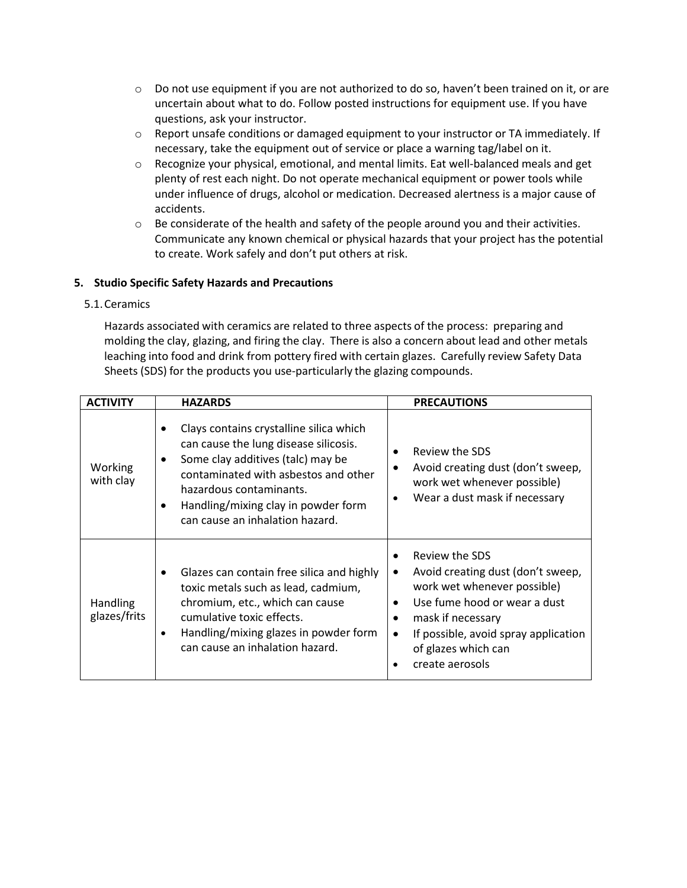- Do not use equipment if you are not authorized to do so, haven't been trained on it, or are uncertain about what to do. Follow posted instructions for equipment use. If you have questions, ask your instructor.
- Report unsafe conditions or damaged equipment to your instructor or TA immediately. If necessary, take the equipment out of service or place a warning tag/label on it.
- Recognize your physical, emotional, and mental limits. Eat well-balanced meals and get plenty of rest each night. Do not operate mechanical equipment or power tools while under influence of drugs, alcohol or medication. Decreased alertness is a major cause of accidents.
- Be considerate of the health and safety of the people around you and their activities. Communicate any known chemical or physical hazards that your project has the potential to create. Work safely and don't put others at risk.

## 5. Studio Specific Safety Hazards and Precautions

### 5.1. Ceramics

Hazards associated with ceramics are related to three aspects of the process: preparing and molding the clay, glazing, and firing the clay. There is also a concern about lead and other metals leaching into food and drink from pottery fired with certain glazes. Carefully review Safety Data Sheets (SDS) for the products you use-particularly the glazing compounds.

| ACTIVITY | HAZARDS | PRECAUTIONS |
|---|---|---|
| Working with clay | • Clays contains crystalline silica which can cause the lung disease silicosis.<br>• Some clay additives (talc) may be contaminated with asbestos and other hazardous contaminants.<br>• Handling/mixing clay in powder form can cause an inhalation hazard. | • Review the SDS<br>• Avoid creating dust (don't sweep, work wet whenever possible)<br>• Wear a dust mask if necessary |
| Handling glazes/frits | • Glazes can contain free silica and highly toxic metals such as lead, cadmium, chromium, etc., which can cause cumulative toxic effects.<br>• Handling/mixing glazes in powder form can cause an inhalation hazard. | • Review the SDS<br>• Avoid creating dust (don't sweep, work wet whenever possible)<br>• Use fume hood or wear a dust<br>• mask if necessary<br>• If possible, avoid spray application of glazes which can<br>• create aerosols |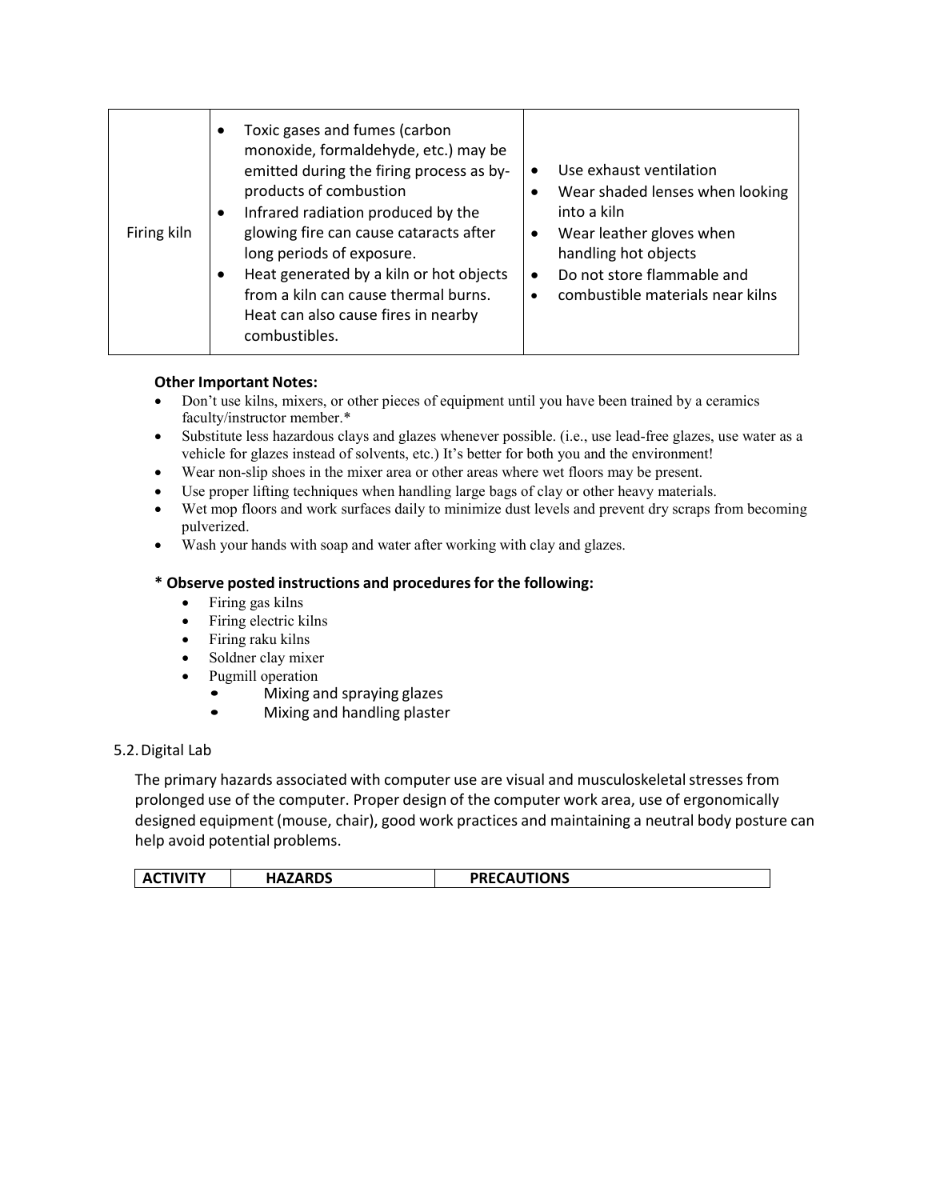| Firing kiln | • Toxic gases and fumes (carbon monoxide, formaldehyde, etc.) may be emitted during the firing process as by-products of combustion<br>• Infrared radiation produced by the glowing fire can cause cataracts after long periods of exposure.<br>• Heat generated by a kiln or hot objects from a kiln can cause thermal burns. Heat can also cause fires in nearby combustibles. | • Use exhaust ventilation<br>• Wear shaded lenses when looking into a kiln<br>• Wear leather gloves when handling hot objects<br>• Do not store flammable and<br>• combustible materials near kilns |
|---|---|---|

**Other Important Notes:**

- Don't use kilns, mixers, or other pieces of equipment until you have been trained by a ceramics faculty/instructor member.*
- Substitute less hazardous clays and glazes whenever possible. (i.e., use lead-free glazes, use water as a vehicle for glazes instead of solvents, etc.) It's better for both you and the environment!
- Wear non-slip shoes in the mixer area or other areas where wet floors may be present.
- Use proper lifting techniques when handling large bags of clay or other heavy materials.
- Wet mop floors and work surfaces daily to minimize dust levels and prevent dry scraps from becoming pulverized.
- Wash your hands with soap and water after working with clay and glazes.

**\* Observe posted instructions and procedures for the following:**

- Firing gas kilns
- Firing electric kilns
- Firing raku kilns
- Soldner clay mixer
- Pugmill operation
- Mixing and spraying glazes
- Mixing and handling plaster

5.2. Digital Lab

The primary hazards associated with computer use are visual and musculoskeletal stresses from prolonged use of the computer. Proper design of the computer work area, use of ergonomically designed equipment (mouse, chair), good work practices and maintaining a neutral body posture can help avoid potential problems.

| ACTIVITY | HAZARDS | PRECAUTIONS |
|---|---|---|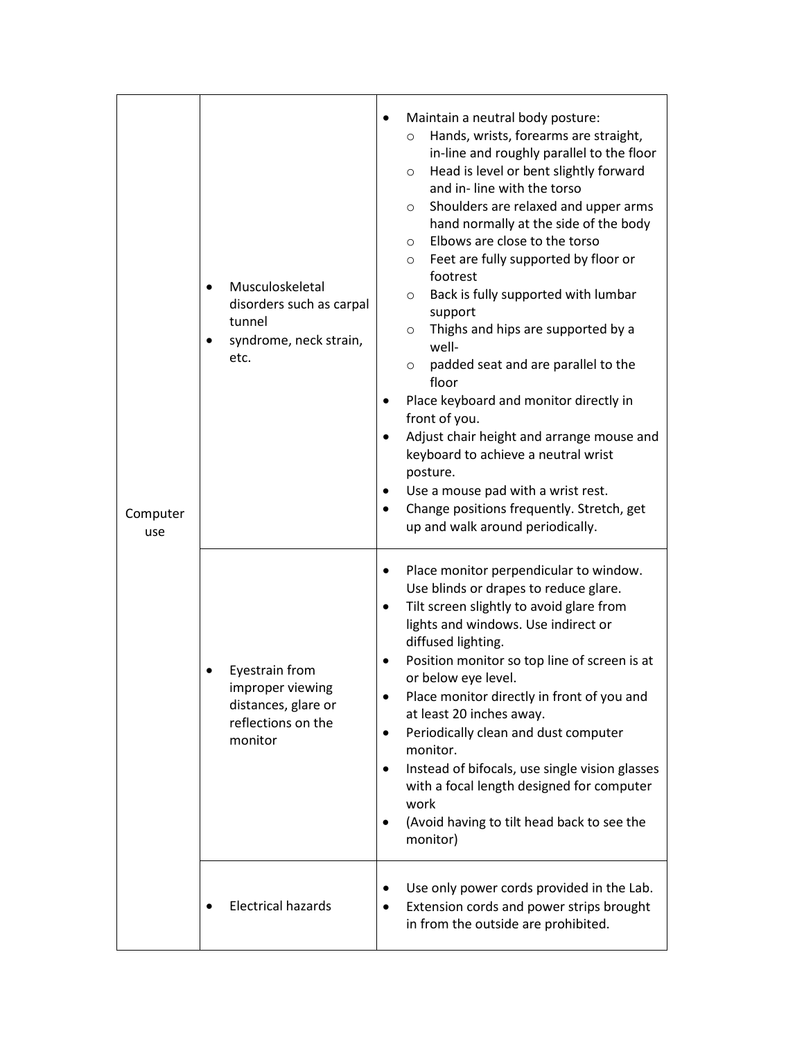| | | |
|---|---|---|
| Computer use | • Musculoskeletal disorders such as carpal tunnel<br>• syndrome, neck strain, etc. | • Maintain a neutral body posture:<br>  ○ Hands, wrists, forearms are straight, in-line and roughly parallel to the floor<br>  ○ Head is level or bent slightly forward and in- line with the torso<br>  ○ Shoulders are relaxed and upper arms hand normally at the side of the body<br>  ○ Elbows are close to the torso<br>  ○ Feet are fully supported by floor or footrest<br>  ○ Back is fully supported with lumbar support<br>  ○ Thighs and hips are supported by a well-<br>  ○ padded seat and are parallel to the floor<br>• Place keyboard and monitor directly in front of you.<br>• Adjust chair height and arrange mouse and keyboard to achieve a neutral wrist posture.<br>• Use a mouse pad with a wrist rest.<br>• Change positions frequently. Stretch, get up and walk around periodically. |
| | • Eyestrain from improper viewing distances, glare or reflections on the monitor | • Place monitor perpendicular to window. Use blinds or drapes to reduce glare.<br>• Tilt screen slightly to avoid glare from lights and windows. Use indirect or diffused lighting.<br>• Position monitor so top line of screen is at or below eye level.<br>• Place monitor directly in front of you and at least 20 inches away.<br>• Periodically clean and dust computer monitor.<br>• Instead of bifocals, use single vision glasses with a focal length designed for computer work<br>• (Avoid having to tilt head back to see the monitor) |
| | • Electrical hazards | • Use only power cords provided in the Lab.<br>• Extension cords and power strips brought in from the outside are prohibited. |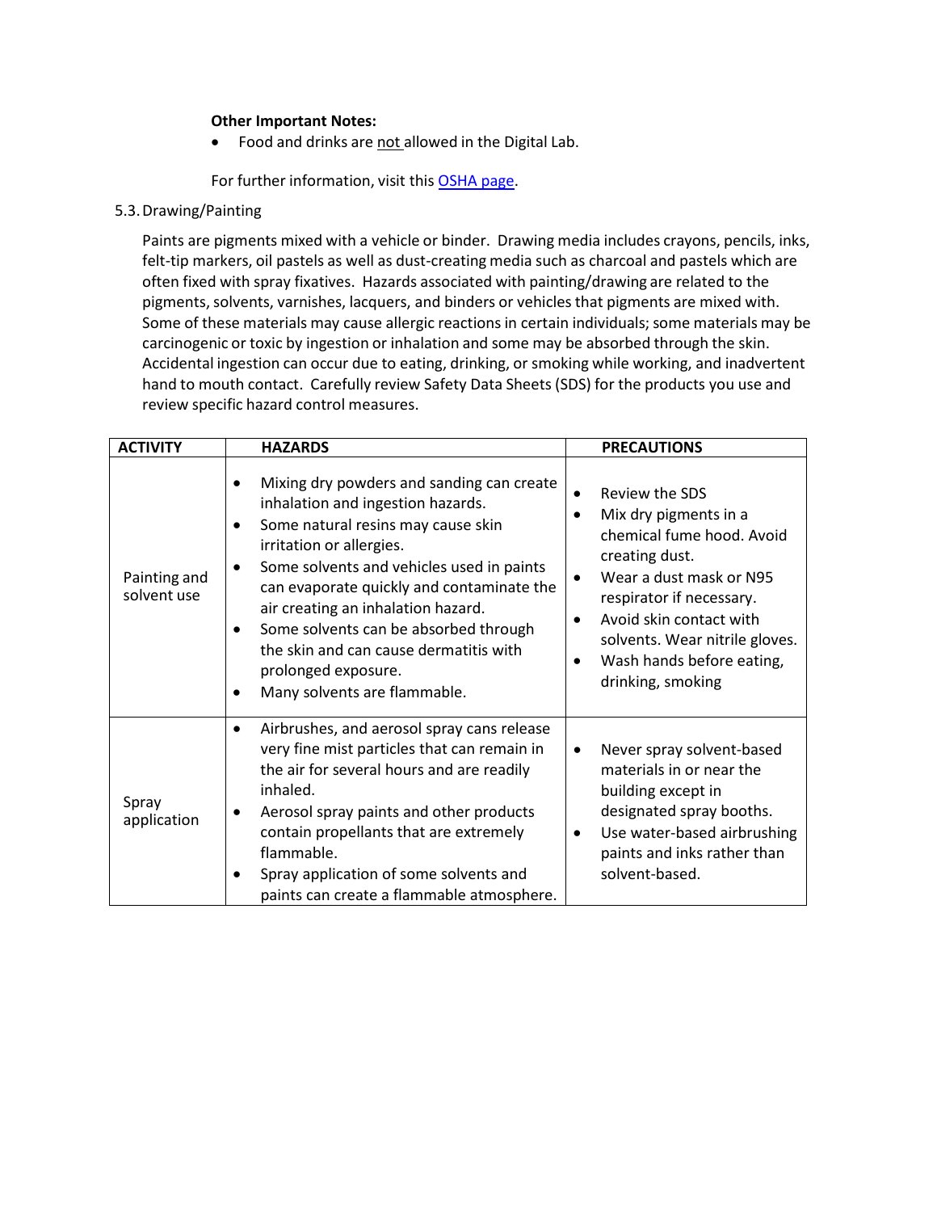**Other Important Notes:**

- Food and drinks are <u>not</u> allowed in the Digital Lab.

For further information, visit this [OSHA page](#).

5.3. Drawing/Painting

Paints are pigments mixed with a vehicle or binder. Drawing media includes crayons, pencils, inks, felt-tip markers, oil pastels as well as dust-creating media such as charcoal and pastels which are often fixed with spray fixatives. Hazards associated with painting/drawing are related to the pigments, solvents, varnishes, lacquers, and binders or vehicles that pigments are mixed with. Some of these materials may cause allergic reactions in certain individuals; some materials may be carcinogenic or toxic by ingestion or inhalation and some may be absorbed through the skin. Accidental ingestion can occur due to eating, drinking, or smoking while working, and inadvertent hand to mouth contact. Carefully review Safety Data Sheets (SDS) for the products you use and review specific hazard control measures.

| ACTIVITY | HAZARDS | PRECAUTIONS |
|---|---|---|
| Painting and solvent use | • Mixing dry powders and sanding can create inhalation and ingestion hazards.<br>• Some natural resins may cause skin irritation or allergies.<br>• Some solvents and vehicles used in paints can evaporate quickly and contaminate the air creating an inhalation hazard.<br>• Some solvents can be absorbed through the skin and can cause dermatitis with prolonged exposure.<br>• Many solvents are flammable. | • Review the SDS<br>• Mix dry pigments in a chemical fume hood. Avoid creating dust.<br>• Wear a dust mask or N95 respirator if necessary.<br>• Avoid skin contact with solvents. Wear nitrile gloves.<br>• Wash hands before eating, drinking, smoking |
| Spray application | • Airbrushes, and aerosol spray cans release very fine mist particles that can remain in the air for several hours and are readily inhaled.<br>• Aerosol spray paints and other products contain propellants that are extremely flammable.<br>• Spray application of some solvents and paints can create a flammable atmosphere. | • Never spray solvent-based materials in or near the building except in designated spray booths.<br>• Use water-based airbrushing paints and inks rather than solvent-based. |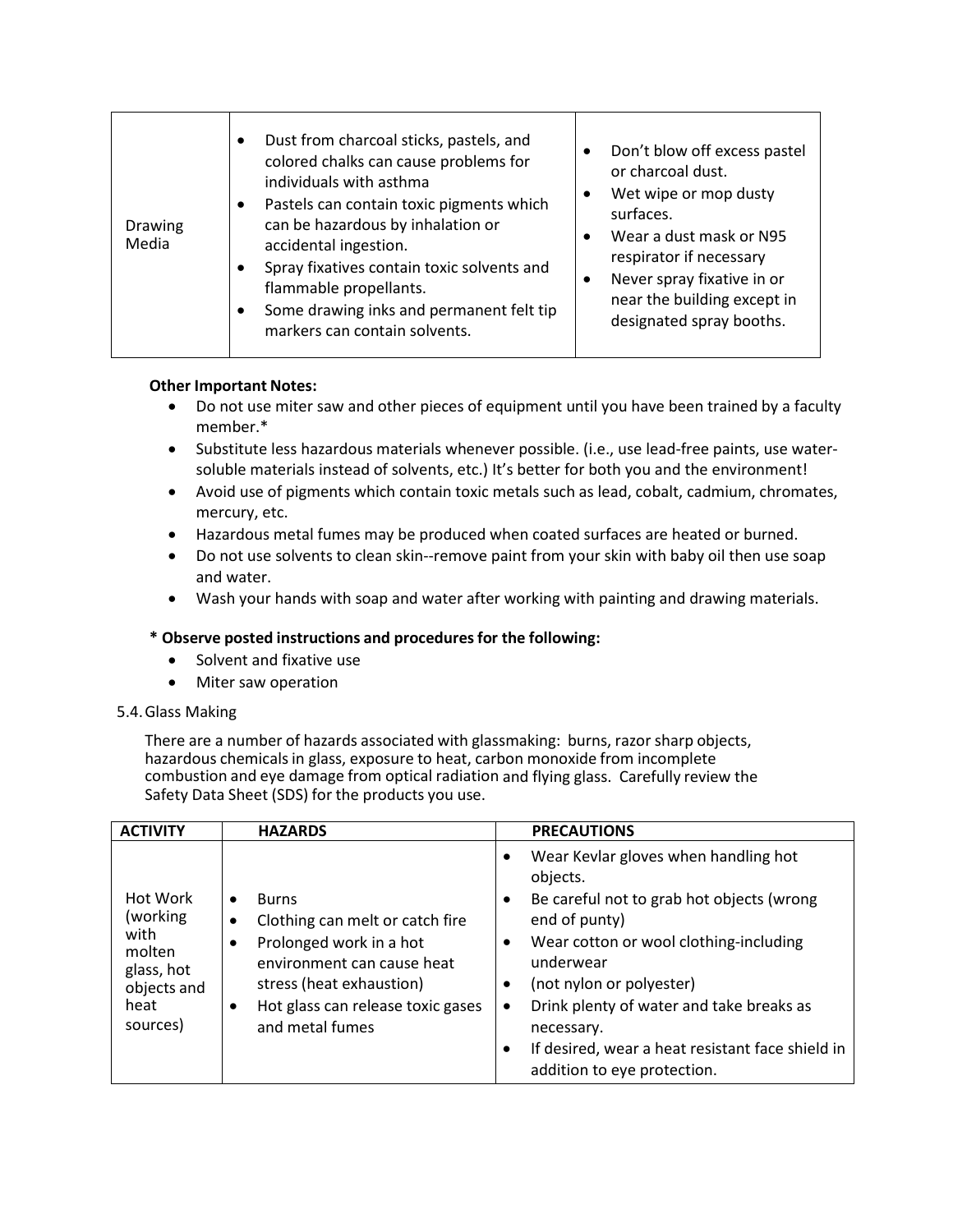| | | |
|---|---|---|
| Drawing Media | • Dust from charcoal sticks, pastels, and colored chalks can cause problems for individuals with asthma<br>• Pastels can contain toxic pigments which can be hazardous by inhalation or accidental ingestion.<br>• Spray fixatives contain toxic solvents and flammable propellants.<br>• Some drawing inks and permanent felt tip markers can contain solvents. | • Don't blow off excess pastel or charcoal dust.<br>• Wet wipe or mop dusty surfaces.<br>• Wear a dust mask or N95 respirator if necessary<br>• Never spray fixative in or near the building except in designated spray booths. |

**Other Important Notes:**

- Do not use miter saw and other pieces of equipment until you have been trained by a faculty member.*
- Substitute less hazardous materials whenever possible. (i.e., use lead-free paints, use water-soluble materials instead of solvents, etc.) It's better for both you and the environment!
- Avoid use of pigments which contain toxic metals such as lead, cobalt, cadmium, chromates, mercury, etc.
- Hazardous metal fumes may be produced when coated surfaces are heated or burned.
- Do not use solvents to clean skin--remove paint from your skin with baby oil then use soap and water.
- Wash your hands with soap and water after working with painting and drawing materials.

**\* Observe posted instructions and procedures for the following:**

- Solvent and fixative use
- Miter saw operation

5.4. Glass Making

There are a number of hazards associated with glassmaking: burns, razor sharp objects, hazardous chemicals in glass, exposure to heat, carbon monoxide from incomplete combustion and eye damage from optical radiation and flying glass. Carefully review the Safety Data Sheet (SDS) for the products you use.

| ACTIVITY | HAZARDS | PRECAUTIONS |
|---|---|---|
| Hot Work (working with molten glass, hot objects and heat sources) | • Burns<br>• Clothing can melt or catch fire<br>• Prolonged work in a hot environment can cause heat stress (heat exhaustion)<br>• Hot glass can release toxic gases and metal fumes | • Wear Kevlar gloves when handling hot objects.<br>• Be careful not to grab hot objects (wrong end of punty)<br>• Wear cotton or wool clothing-including underwear<br>• (not nylon or polyester)<br>• Drink plenty of water and take breaks as necessary.<br>• If desired, wear a heat resistant face shield in addition to eye protection. |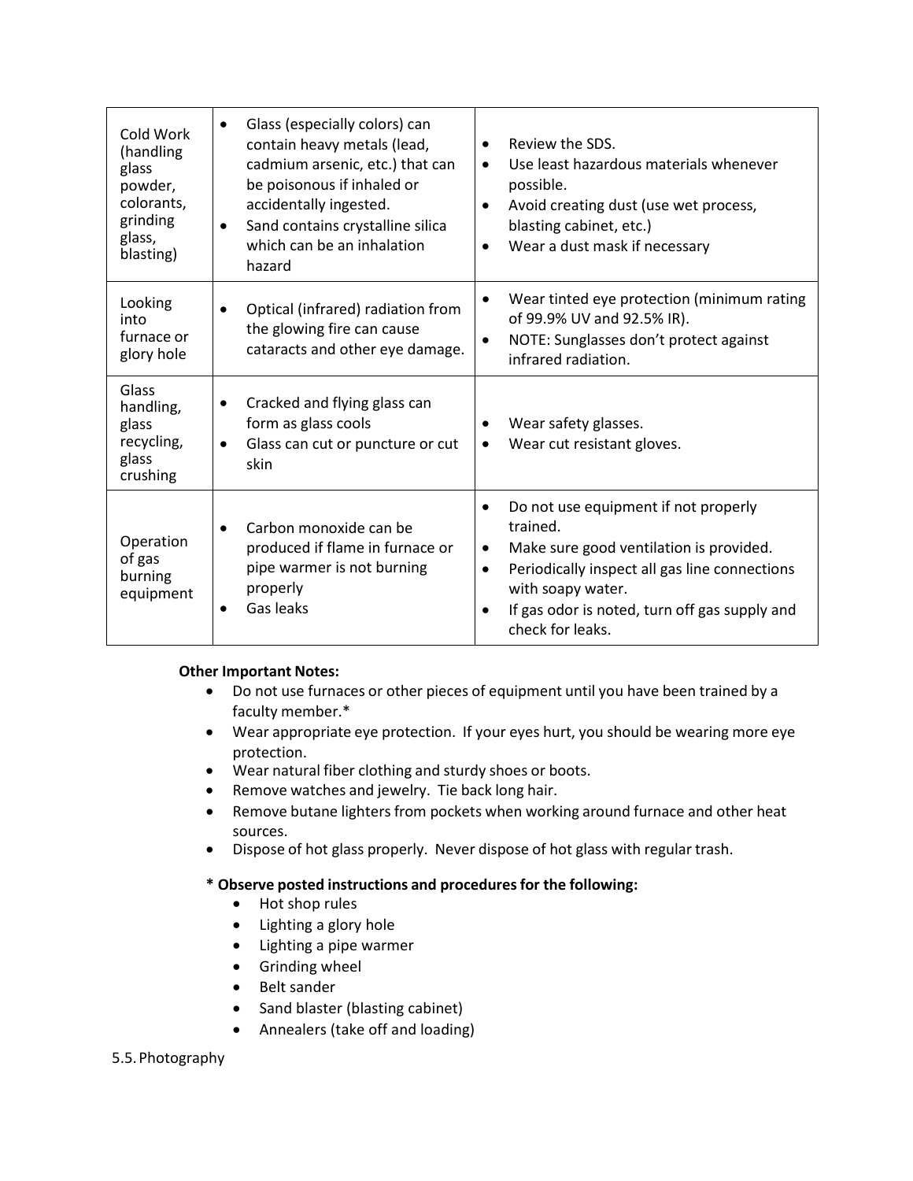| Cold Work (handling glass powder, colorants, grinding glass, blasting) | • Glass (especially colors) can contain heavy metals (lead, cadmium arsenic, etc.) that can be poisonous if inhaled or accidentally ingested.<br>• Sand contains crystalline silica which can be an inhalation hazard | • Review the SDS.<br>• Use least hazardous materials whenever possible.<br>• Avoid creating dust (use wet process, blasting cabinet, etc.)<br>• Wear a dust mask if necessary |
|---|---|---|
| Looking into furnace or glory hole | • Optical (infrared) radiation from the glowing fire can cause cataracts and other eye damage. | • Wear tinted eye protection (minimum rating of 99.9% UV and 92.5% IR).<br>• NOTE: Sunglasses don't protect against infrared radiation. |
| Glass handling, glass recycling, glass crushing | • Cracked and flying glass can form as glass cools<br>• Glass can cut or puncture or cut skin | • Wear safety glasses.<br>• Wear cut resistant gloves. |
| Operation of gas burning equipment | • Carbon monoxide can be produced if flame in furnace or pipe warmer is not burning properly<br>• Gas leaks | • Do not use equipment if not properly trained.<br>• Make sure good ventilation is provided.<br>• Periodically inspect all gas line connections with soapy water.<br>• If gas odor is noted, turn off gas supply and check for leaks. |

**Other Important Notes:**

- Do not use furnaces or other pieces of equipment until you have been trained by a faculty member.*
- Wear appropriate eye protection. If your eyes hurt, you should be wearing more eye protection.
- Wear natural fiber clothing and sturdy shoes or boots.
- Remove watches and jewelry. Tie back long hair.
- Remove butane lighters from pockets when working around furnace and other heat sources.
- Dispose of hot glass properly. Never dispose of hot glass with regular trash.

**\* Observe posted instructions and procedures for the following:**

- Hot shop rules
- Lighting a glory hole
- Lighting a pipe warmer
- Grinding wheel
- Belt sander
- Sand blaster (blasting cabinet)
- Annealers (take off and loading)

5.5. Photography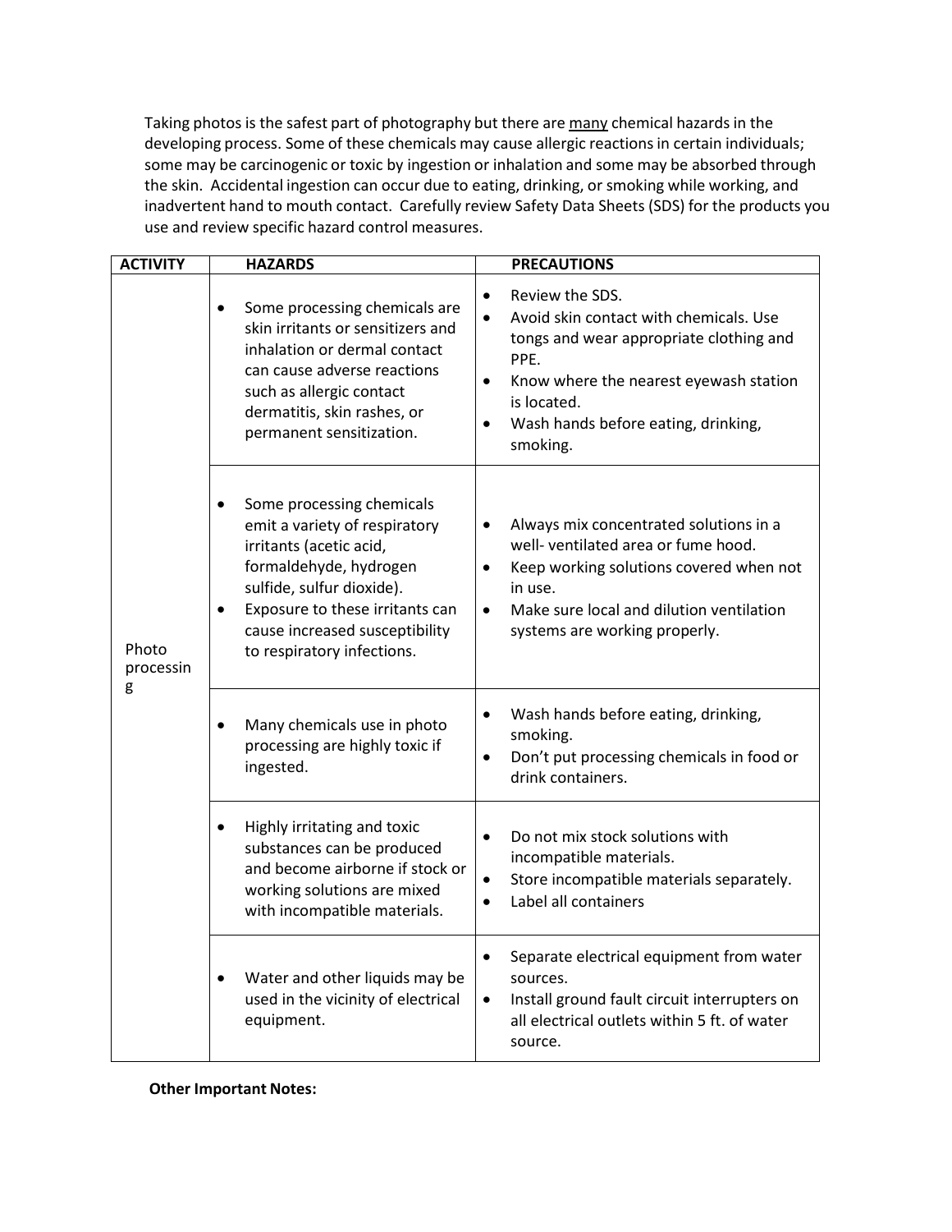Taking photos is the safest part of photography but there are <u>many</u> chemical hazards in the developing process. Some of these chemicals may cause allergic reactions in certain individuals; some may be carcinogenic or toxic by ingestion or inhalation and some may be absorbed through the skin. Accidental ingestion can occur due to eating, drinking, or smoking while working, and inadvertent hand to mouth contact. Carefully review Safety Data Sheets (SDS) for the products you use and review specific hazard control measures.

| ACTIVITY | HAZARDS | PRECAUTIONS |
|---|---|---|
| Photo processing | • Some processing chemicals are skin irritants or sensitizers and inhalation or dermal contact can cause adverse reactions such as allergic contact dermatitis, skin rashes, or permanent sensitization. | • Review the SDS.<br>• Avoid skin contact with chemicals. Use tongs and wear appropriate clothing and PPE.<br>• Know where the nearest eyewash station is located.<br>• Wash hands before eating, drinking, smoking. |
| | • Some processing chemicals emit a variety of respiratory irritants (acetic acid, formaldehyde, hydrogen sulfide, sulfur dioxide).<br>• Exposure to these irritants can cause increased susceptibility to respiratory infections. | • Always mix concentrated solutions in a well- ventilated area or fume hood.<br>• Keep working solutions covered when not in use.<br>• Make sure local and dilution ventilation systems are working properly. |
| | • Many chemicals use in photo processing are highly toxic if ingested. | • Wash hands before eating, drinking, smoking.<br>• Don't put processing chemicals in food or drink containers. |
| | • Highly irritating and toxic substances can be produced and become airborne if stock or working solutions are mixed with incompatible materials. | • Do not mix stock solutions with incompatible materials.<br>• Store incompatible materials separately.<br>• Label all containers |
| | • Water and other liquids may be used in the vicinity of electrical equipment. | • Separate electrical equipment from water sources.<br>• Install ground fault circuit interrupters on all electrical outlets within 5 ft. of water source. |

**Other Important Notes:**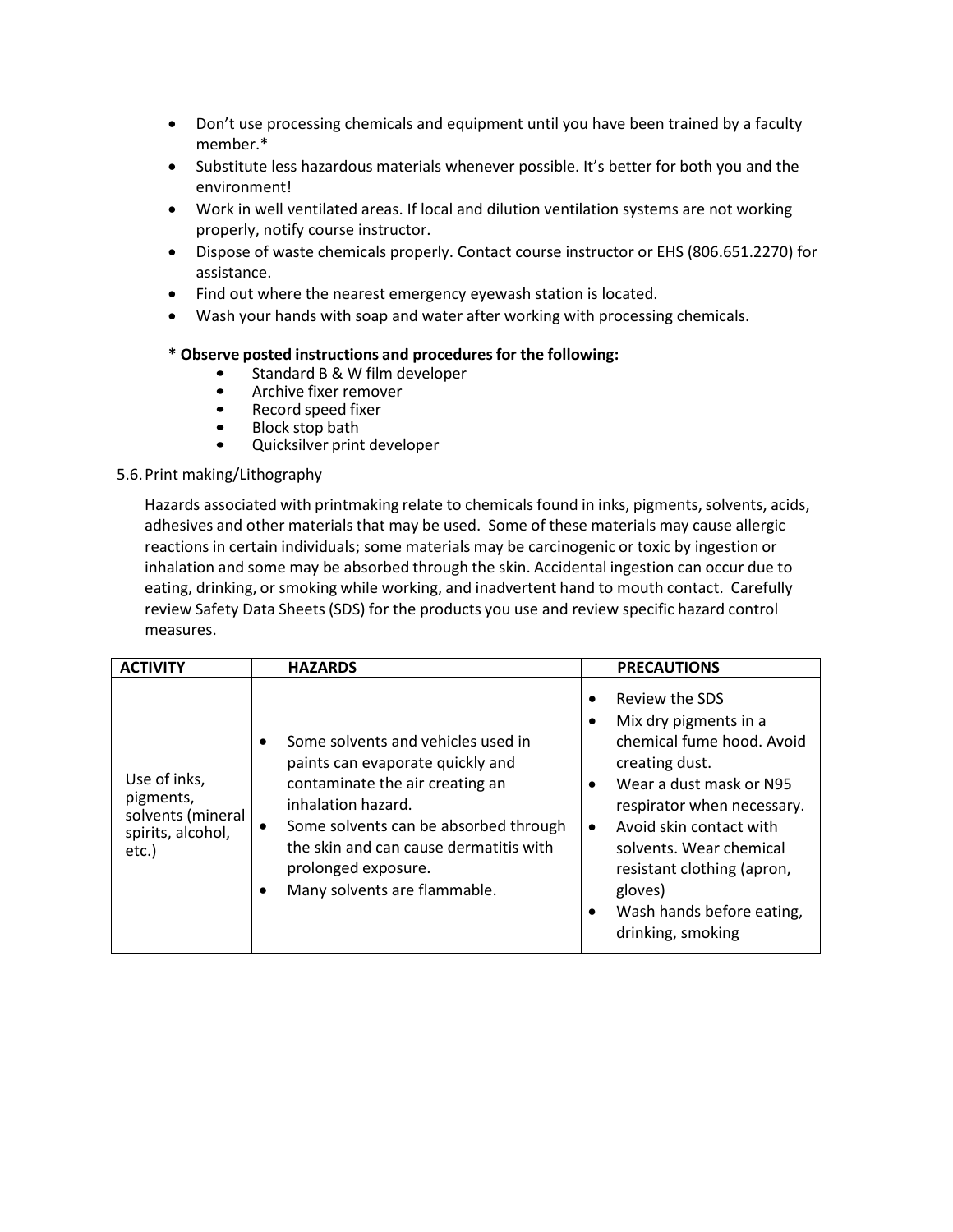- Don't use processing chemicals and equipment until you have been trained by a faculty member.*
- Substitute less hazardous materials whenever possible. It's better for both you and the environment!
- Work in well ventilated areas. If local and dilution ventilation systems are not working properly, notify course instructor.
- Dispose of waste chemicals properly. Contact course instructor or EHS (806.651.2270) for assistance.
- Find out where the nearest emergency eyewash station is located.
- Wash your hands with soap and water after working with processing chemicals.

**\* Observe posted instructions and procedures for the following:**

- Standard B & W film developer
- Archive fixer remover
- Record speed fixer
- Block stop bath
- Quicksilver print developer

5.6. Print making/Lithography

Hazards associated with printmaking relate to chemicals found in inks, pigments, solvents, acids, adhesives and other materials that may be used. Some of these materials may cause allergic reactions in certain individuals; some materials may be carcinogenic or toxic by ingestion or inhalation and some may be absorbed through the skin. Accidental ingestion can occur due to eating, drinking, or smoking while working, and inadvertent hand to mouth contact. Carefully review Safety Data Sheets (SDS) for the products you use and review specific hazard control measures.

| **ACTIVITY** | **HAZARDS** | **PRECAUTIONS** |
| --- | --- | --- |
| Use of inks, pigments, solvents (mineral spirits, alcohol, etc.) | • Some solvents and vehicles used in paints can evaporate quickly and contaminate the air creating an inhalation hazard.<br>• Some solvents can be absorbed through the skin and can cause dermatitis with prolonged exposure.<br>• Many solvents are flammable. | • Review the SDS<br>• Mix dry pigments in a chemical fume hood. Avoid creating dust.<br>• Wear a dust mask or N95 respirator when necessary.<br>• Avoid skin contact with solvents. Wear chemical resistant clothing (apron, gloves)<br>• Wash hands before eating, drinking, smoking |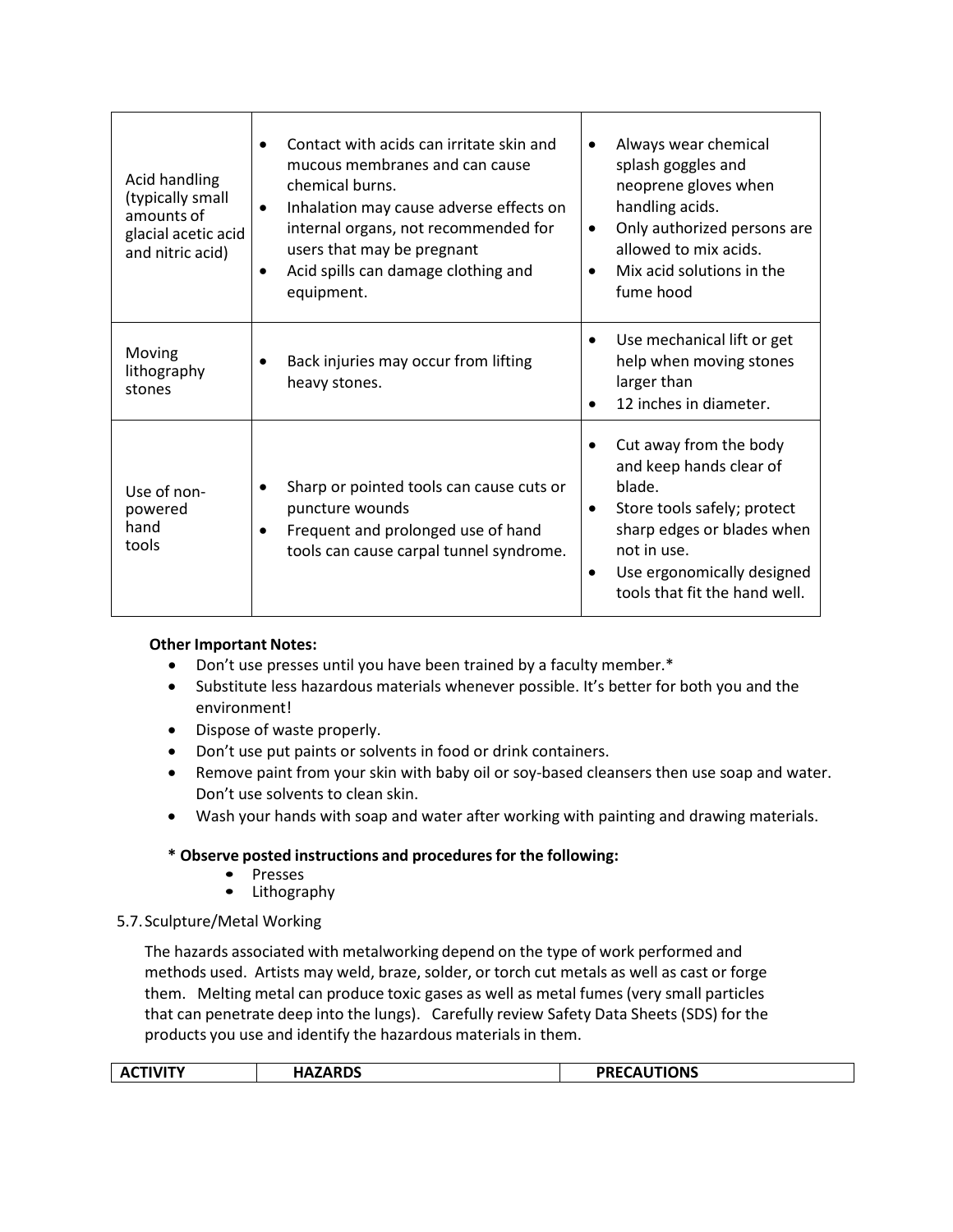| | | |
|---|---|---|
| Acid handling (typically small amounts of glacial acetic acid and nitric acid) | • Contact with acids can irritate skin and mucous membranes and can cause chemical burns.<br>• Inhalation may cause adverse effects on internal organs, not recommended for users that may be pregnant<br>• Acid spills can damage clothing and equipment. | • Always wear chemical splash goggles and neoprene gloves when handling acids.<br>• Only authorized persons are allowed to mix acids.<br>• Mix acid solutions in the fume hood |
| Moving lithography stones | • Back injuries may occur from lifting heavy stones. | • Use mechanical lift or get help when moving stones larger than<br>• 12 inches in diameter. |
| Use of non-powered hand tools | • Sharp or pointed tools can cause cuts or puncture wounds<br>• Frequent and prolonged use of hand tools can cause carpal tunnel syndrome. | • Cut away from the body and keep hands clear of blade.<br>• Store tools safely; protect sharp edges or blades when not in use.<br>• Use ergonomically designed tools that fit the hand well. |

**Other Important Notes:**

- Don't use presses until you have been trained by a faculty member.*
- Substitute less hazardous materials whenever possible. It's better for both you and the environment!
- Dispose of waste properly.
- Don't use put paints or solvents in food or drink containers.
- Remove paint from your skin with baby oil or soy-based cleansers then use soap and water. Don't use solvents to clean skin.
- Wash your hands with soap and water after working with painting and drawing materials.

**\* Observe posted instructions and procedures for the following:**

- Presses
- Lithography

5.7. Sculpture/Metal Working

The hazards associated with metalworking depend on the type of work performed and methods used. Artists may weld, braze, solder, or torch cut metals as well as cast or forge them. Melting metal can produce toxic gases as well as metal fumes (very small particles that can penetrate deep into the lungs). Carefully review Safety Data Sheets (SDS) for the products you use and identify the hazardous materials in them.

| ACTIVITY | HAZARDS | PRECAUTIONS |
|---|---|---|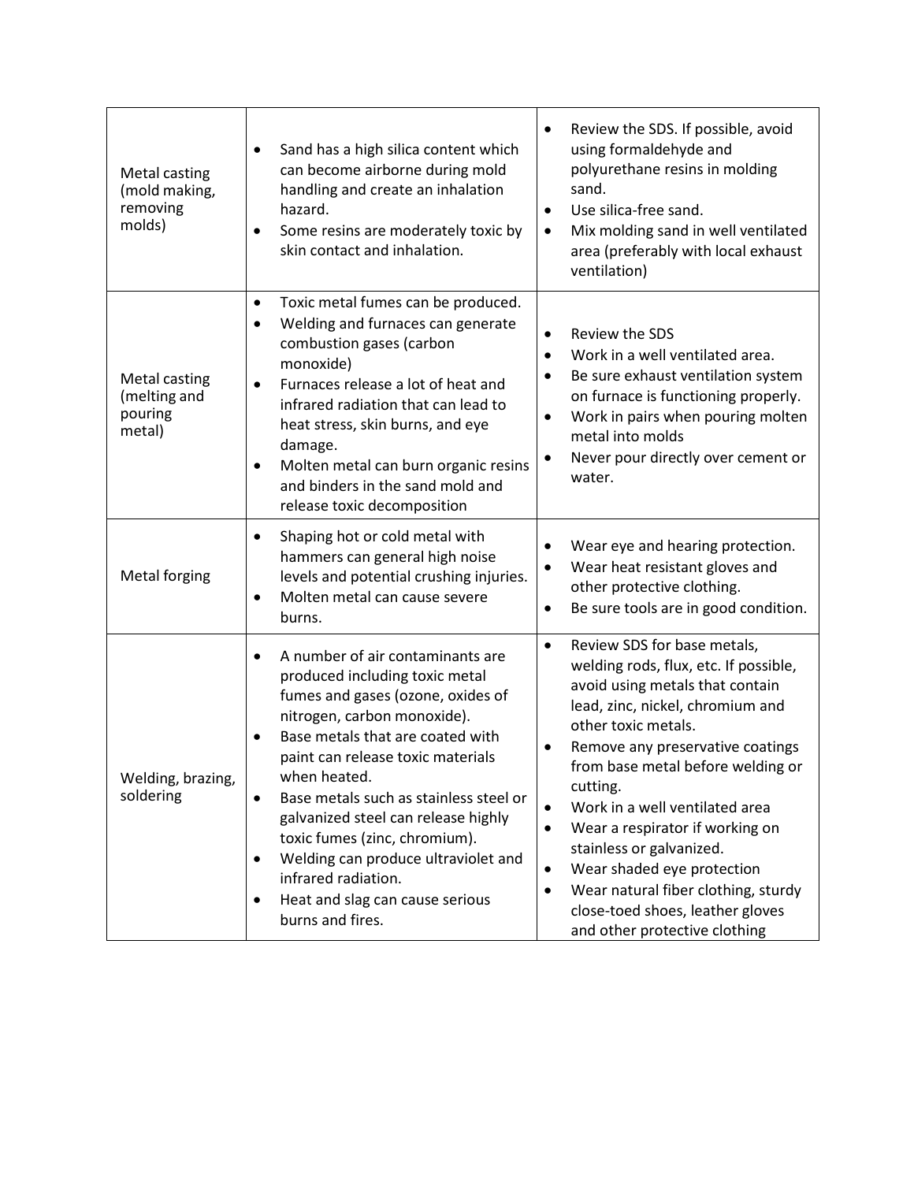| | | |
|---|---|---|
| Metal casting (mold making, removing molds) | • Sand has a high silica content which can become airborne during mold handling and create an inhalation hazard.<br>• Some resins are moderately toxic by skin contact and inhalation. | • Review the SDS. If possible, avoid using formaldehyde and polyurethane resins in molding sand.<br>• Use silica-free sand.<br>• Mix molding sand in well ventilated area (preferably with local exhaust ventilation) |
| Metal casting (melting and pouring metal) | • Toxic metal fumes can be produced.<br>• Welding and furnaces can generate combustion gases (carbon monoxide)<br>• Furnaces release a lot of heat and infrared radiation that can lead to heat stress, skin burns, and eye damage.<br>• Molten metal can burn organic resins and binders in the sand mold and release toxic decomposition | • Review the SDS<br>• Work in a well ventilated area.<br>• Be sure exhaust ventilation system on furnace is functioning properly.<br>• Work in pairs when pouring molten metal into molds<br>• Never pour directly over cement or water. |
| Metal forging | • Shaping hot or cold metal with hammers can general high noise levels and potential crushing injuries.<br>• Molten metal can cause severe burns. | • Wear eye and hearing protection.<br>• Wear heat resistant gloves and other protective clothing.<br>• Be sure tools are in good condition. |
| Welding, brazing, soldering | • A number of air contaminants are produced including toxic metal fumes and gases (ozone, oxides of nitrogen, carbon monoxide).<br>• Base metals that are coated with paint can release toxic materials when heated.<br>• Base metals such as stainless steel or galvanized steel can release highly toxic fumes (zinc, chromium).<br>• Welding can produce ultraviolet and infrared radiation.<br>• Heat and slag can cause serious burns and fires. | • Review SDS for base metals, welding rods, flux, etc. If possible, avoid using metals that contain lead, zinc, nickel, chromium and other toxic metals.<br>• Remove any preservative coatings from base metal before welding or cutting.<br>• Work in a well ventilated area<br>• Wear a respirator if working on stainless or galvanized.<br>• Wear shaded eye protection<br>• Wear natural fiber clothing, sturdy close-toed shoes, leather gloves and other protective clothing |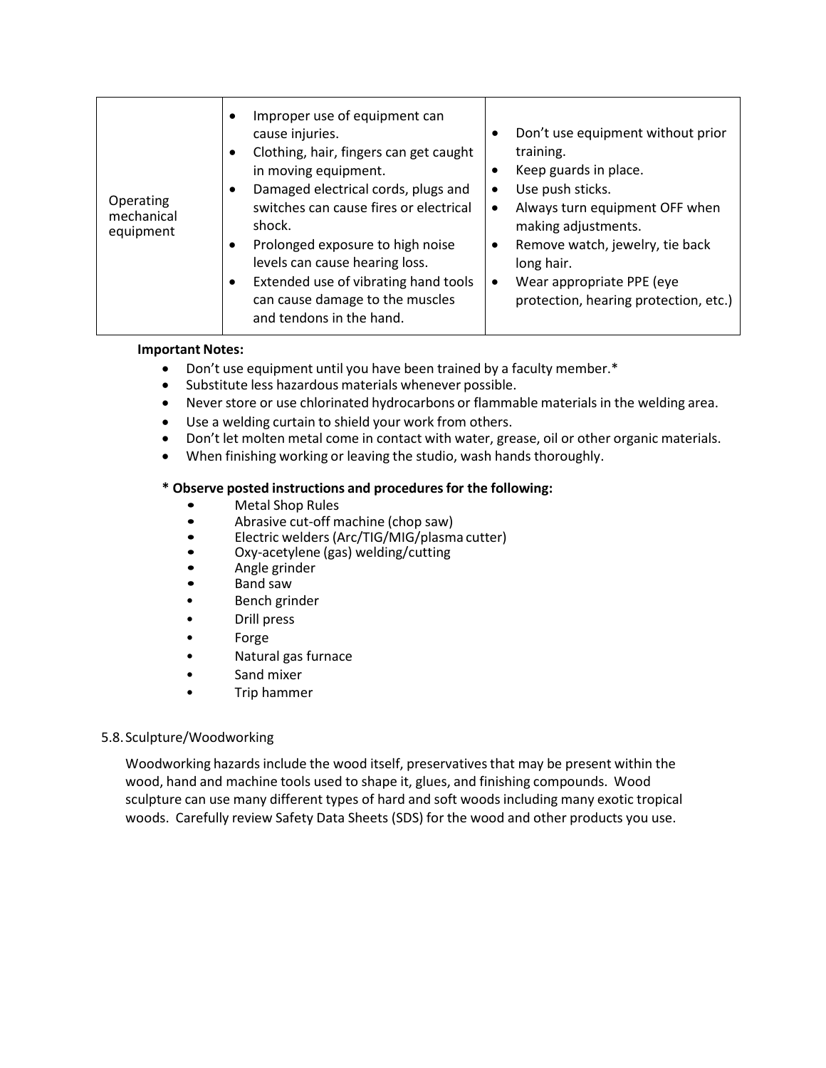| | | |
|---|---|---|
| Operating mechanical equipment | • Improper use of equipment can cause injuries.<br>• Clothing, hair, fingers can get caught in moving equipment.<br>• Damaged electrical cords, plugs and switches can cause fires or electrical shock.<br>• Prolonged exposure to high noise levels can cause hearing loss.<br>• Extended use of vibrating hand tools can cause damage to the muscles and tendons in the hand. | • Don't use equipment without prior training.<br>• Keep guards in place.<br>• Use push sticks.<br>• Always turn equipment OFF when making adjustments.<br>• Remove watch, jewelry, tie back long hair.<br>• Wear appropriate PPE (eye protection, hearing protection, etc.) |

**Important Notes:**

- Don't use equipment until you have been trained by a faculty member.*
- Substitute less hazardous materials whenever possible.
- Never store or use chlorinated hydrocarbons or flammable materials in the welding area.
- Use a welding curtain to shield your work from others.
- Don't let molten metal come in contact with water, grease, oil or other organic materials.
- When finishing working or leaving the studio, wash hands thoroughly.

**\* Observe posted instructions and procedures for the following:**

- Metal Shop Rules
- Abrasive cut-off machine (chop saw)
- Electric welders (Arc/TIG/MIG/plasma cutter)
- Oxy-acetylene (gas) welding/cutting
- Angle grinder
- Band saw
- Bench grinder
- Drill press
- Forge
- Natural gas furnace
- Sand mixer
- Trip hammer

## 5.8. Sculpture/Woodworking

Woodworking hazards include the wood itself, preservatives that may be present within the wood, hand and machine tools used to shape it, glues, and finishing compounds. Wood sculpture can use many different types of hard and soft woods including many exotic tropical woods. Carefully review Safety Data Sheets (SDS) for the wood and other products you use.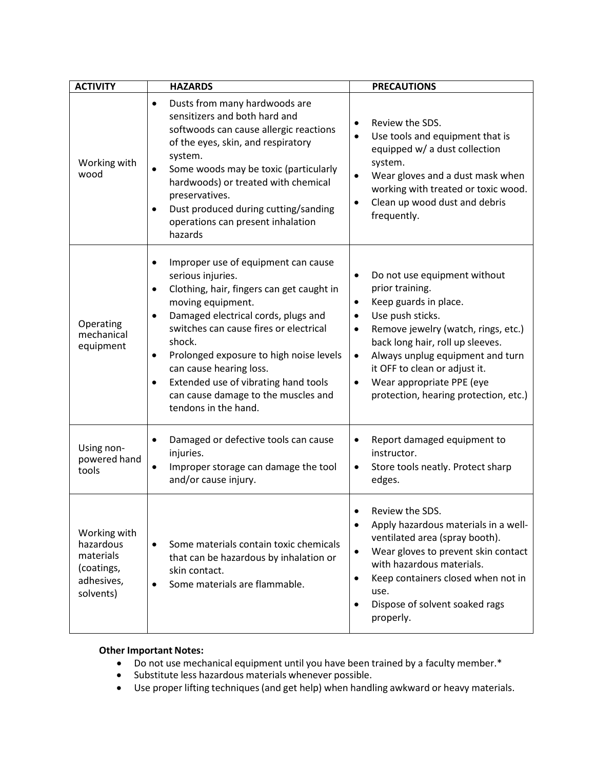| ACTIVITY | HAZARDS | PRECAUTIONS |
| --- | --- | --- |
| Working with wood | • Dusts from many hardwoods are sensitizers and both hard and softwoods can cause allergic reactions of the eyes, skin, and respiratory system.<br>• Some woods may be toxic (particularly hardwoods) or treated with chemical preservatives.<br>• Dust produced during cutting/sanding operations can present inhalation hazards | • Review the SDS.<br>• Use tools and equipment that is equipped w/ a dust collection system.<br>• Wear gloves and a dust mask when working with treated or toxic wood.<br>• Clean up wood dust and debris frequently. |
| Operating mechanical equipment | • Improper use of equipment can cause serious injuries.<br>• Clothing, hair, fingers can get caught in moving equipment.<br>• Damaged electrical cords, plugs and switches can cause fires or electrical shock.<br>• Prolonged exposure to high noise levels can cause hearing loss.<br>• Extended use of vibrating hand tools can cause damage to the muscles and tendons in the hand. | • Do not use equipment without prior training.<br>• Keep guards in place.<br>• Use push sticks.<br>• Remove jewelry (watch, rings, etc.) back long hair, roll up sleeves.<br>• Always unplug equipment and turn it OFF to clean or adjust it.<br>• Wear appropriate PPE (eye protection, hearing protection, etc.) |
| Using non-powered hand tools | • Damaged or defective tools can cause injuries.<br>• Improper storage can damage the tool and/or cause injury. | • Report damaged equipment to instructor.<br>• Store tools neatly. Protect sharp edges. |
| Working with hazardous materials (coatings, adhesives, solvents) | • Some materials contain toxic chemicals that can be hazardous by inhalation or skin contact.<br>• Some materials are flammable. | • Review the SDS.<br>• Apply hazardous materials in a well-ventilated area (spray booth).<br>• Wear gloves to prevent skin contact with hazardous materials.<br>• Keep containers closed when not in use.<br>• Dispose of solvent soaked rags properly. |

**Other Important Notes:**

- Do not use mechanical equipment until you have been trained by a faculty member.*
- Substitute less hazardous materials whenever possible.
- Use proper lifting techniques (and get help) when handling awkward or heavy materials.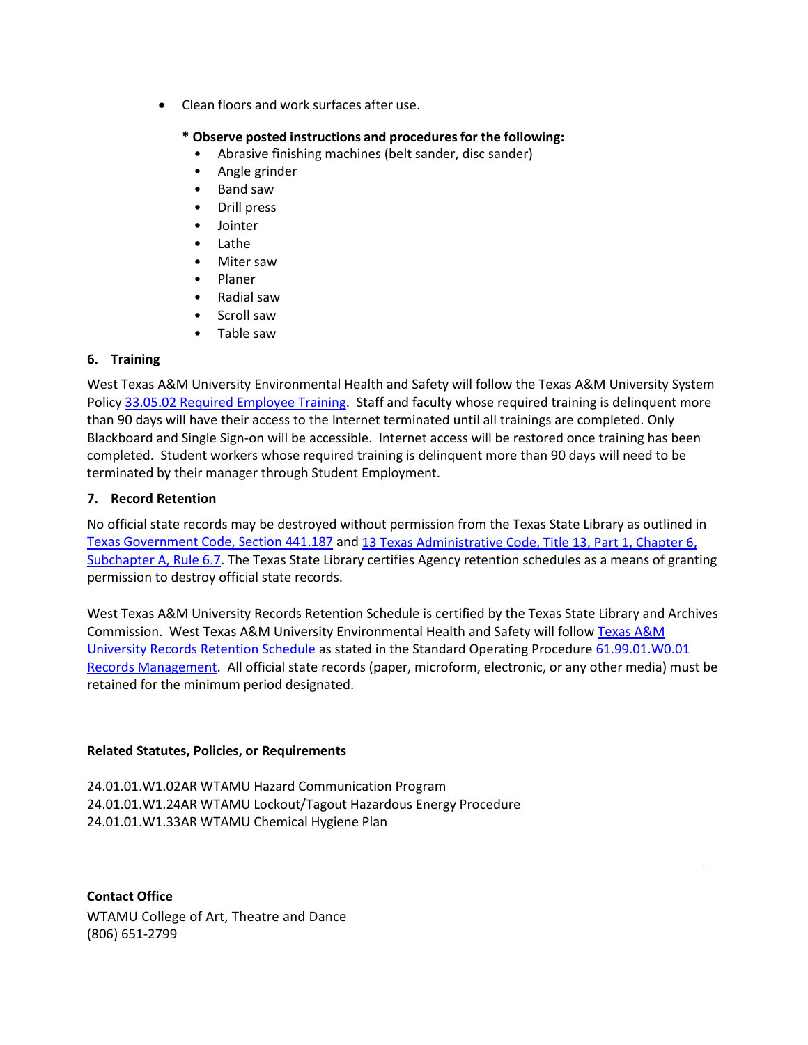- Clean floors and work surfaces after use.

  **\* Observe posted instructions and procedures for the following:**
  - Abrasive finishing machines (belt sander, disc sander)
  - Angle grinder
  - Band saw
  - Drill press
  - Jointer
  - Lathe
  - Miter saw
  - Planer
  - Radial saw
  - Scroll saw
  - Table saw

**6. Training**

West Texas A&M University Environmental Health and Safety will follow the Texas A&M University System Policy 33.05.02 Required Employee Training. Staff and faculty whose required training is delinquent more than 90 days will have their access to the Internet terminated until all trainings are completed. Only Blackboard and Single Sign-on will be accessible. Internet access will be restored once training has been completed. Student workers whose required training is delinquent more than 90 days will need to be terminated by their manager through Student Employment.

**7. Record Retention**

No official state records may be destroyed without permission from the Texas State Library as outlined in Texas Government Code, Section 441.187 and 13 Texas Administrative Code, Title 13, Part 1, Chapter 6, Subchapter A, Rule 6.7. The Texas State Library certifies Agency retention schedules as a means of granting permission to destroy official state records.

West Texas A&M University Records Retention Schedule is certified by the Texas State Library and Archives Commission. West Texas A&M University Environmental Health and Safety will follow Texas A&M University Records Retention Schedule as stated in the Standard Operating Procedure 61.99.01.W0.01 Records Management. All official state records (paper, microform, electronic, or any other media) must be retained for the minimum period designated.

---

**Related Statutes, Policies, or Requirements**

24.01.01.W1.02AR WTAMU Hazard Communication Program
24.01.01.W1.24AR WTAMU Lockout/Tagout Hazardous Energy Procedure
24.01.01.W1.33AR WTAMU Chemical Hygiene Plan

---

**Contact Office**

WTAMU College of Art, Theatre and Dance
(806) 651-2799